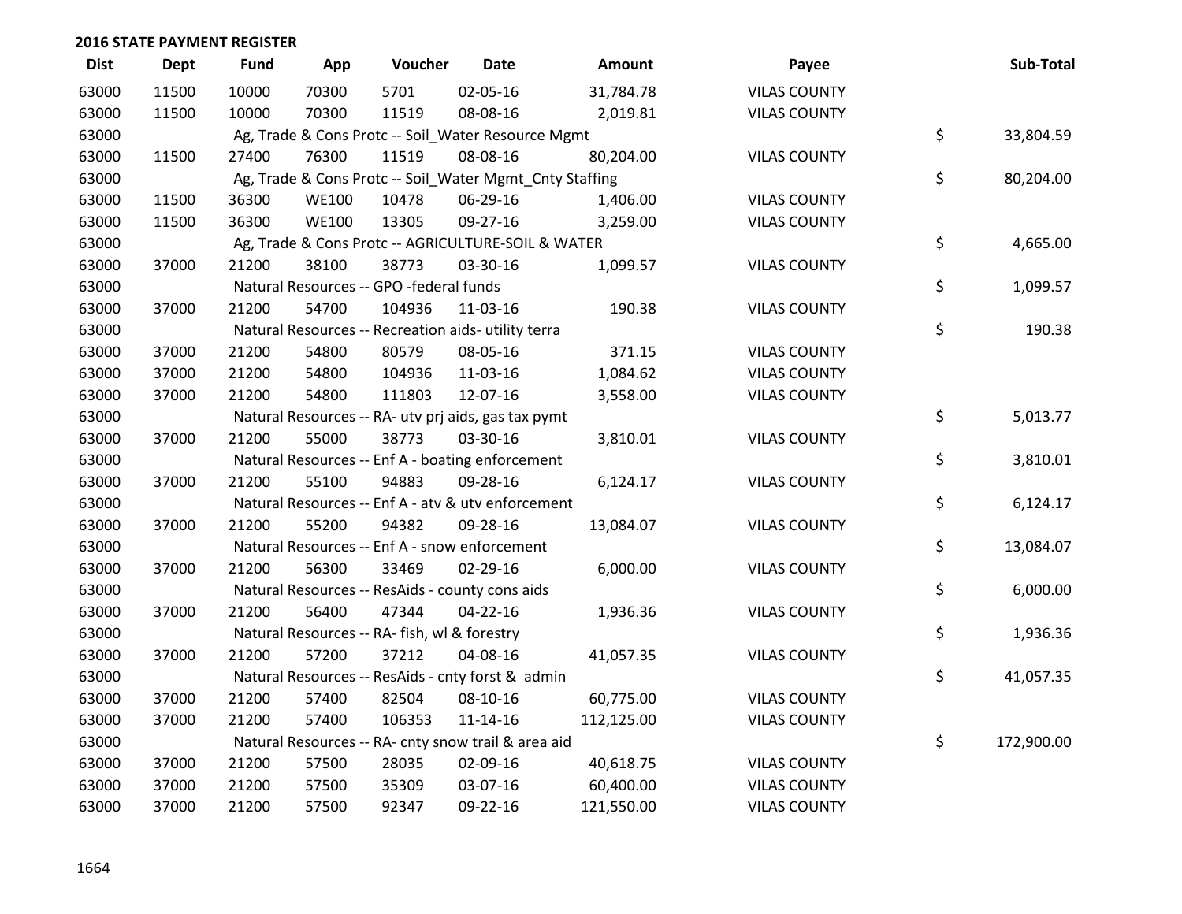## 2016 STATE PAYMENT REGISTER

| Dist | Dept | Fund | App | Voucher | Date | Amount | Payee | Sub-Total |
|---|---|---|---|---|---|---|---|---|
| 63000 | 11500 | 10000 | 70300 | 5701 | 02-05-16 | 31,784.78 | VILAS COUNTY | |
| 63000 | 11500 | 10000 | 70300 | 11519 | 08-08-16 | 2,019.81 | VILAS COUNTY | |
| 63000 | | Ag, Trade & Cons Protc -- Soil_Water Resource Mgmt | | | | | | $ 33,804.59 |
| 63000 | 11500 | 27400 | 76300 | 11519 | 08-08-16 | 80,204.00 | VILAS COUNTY | |
| 63000 | | Ag, Trade & Cons Protc -- Soil_Water Mgmt_Cnty Staffing | | | | | | $ 80,204.00 |
| 63000 | 11500 | 36300 | WE100 | 10478 | 06-29-16 | 1,406.00 | VILAS COUNTY | |
| 63000 | 11500 | 36300 | WE100 | 13305 | 09-27-16 | 3,259.00 | VILAS COUNTY | |
| 63000 | | Ag, Trade & Cons Protc -- AGRICULTURE-SOIL & WATER | | | | | | $ 4,665.00 |
| 63000 | 37000 | 21200 | 38100 | 38773 | 03-30-16 | 1,099.57 | VILAS COUNTY | |
| 63000 | | Natural Resources -- GPO -federal funds | | | | | | $ 1,099.57 |
| 63000 | 37000 | 21200 | 54700 | 104936 | 11-03-16 | 190.38 | VILAS COUNTY | |
| 63000 | | Natural Resources -- Recreation aids- utility terra | | | | | | $ 190.38 |
| 63000 | 37000 | 21200 | 54800 | 80579 | 08-05-16 | 371.15 | VILAS COUNTY | |
| 63000 | 37000 | 21200 | 54800 | 104936 | 11-03-16 | 1,084.62 | VILAS COUNTY | |
| 63000 | 37000 | 21200 | 54800 | 111803 | 12-07-16 | 3,558.00 | VILAS COUNTY | |
| 63000 | | Natural Resources -- RA- utv prj aids, gas tax pymt | | | | | | $ 5,013.77 |
| 63000 | 37000 | 21200 | 55000 | 38773 | 03-30-16 | 3,810.01 | VILAS COUNTY | |
| 63000 | | Natural Resources -- Enf A - boating enforcement | | | | | | $ 3,810.01 |
| 63000 | 37000 | 21200 | 55100 | 94883 | 09-28-16 | 6,124.17 | VILAS COUNTY | |
| 63000 | | Natural Resources -- Enf A - atv & utv enforcement | | | | | | $ 6,124.17 |
| 63000 | 37000 | 21200 | 55200 | 94382 | 09-28-16 | 13,084.07 | VILAS COUNTY | |
| 63000 | | Natural Resources -- Enf A - snow enforcement | | | | | | $ 13,084.07 |
| 63000 | 37000 | 21200 | 56300 | 33469 | 02-29-16 | 6,000.00 | VILAS COUNTY | |
| 63000 | | Natural Resources -- ResAids - county cons aids | | | | | | $ 6,000.00 |
| 63000 | 37000 | 21200 | 56400 | 47344 | 04-22-16 | 1,936.36 | VILAS COUNTY | |
| 63000 | | Natural Resources -- RA- fish, wl & forestry | | | | | | $ 1,936.36 |
| 63000 | 37000 | 21200 | 57200 | 37212 | 04-08-16 | 41,057.35 | VILAS COUNTY | |
| 63000 | | Natural Resources -- ResAids - cnty forst & admin | | | | | | $ 41,057.35 |
| 63000 | 37000 | 21200 | 57400 | 82504 | 08-10-16 | 60,775.00 | VILAS COUNTY | |
| 63000 | 37000 | 21200 | 57400 | 106353 | 11-14-16 | 112,125.00 | VILAS COUNTY | |
| 63000 | | Natural Resources -- RA- cnty snow trail & area aid | | | | | | $ 172,900.00 |
| 63000 | 37000 | 21200 | 57500 | 28035 | 02-09-16 | 40,618.75 | VILAS COUNTY | |
| 63000 | 37000 | 21200 | 57500 | 35309 | 03-07-16 | 60,400.00 | VILAS COUNTY | |
| 63000 | 37000 | 21200 | 57500 | 92347 | 09-22-16 | 121,550.00 | VILAS COUNTY | |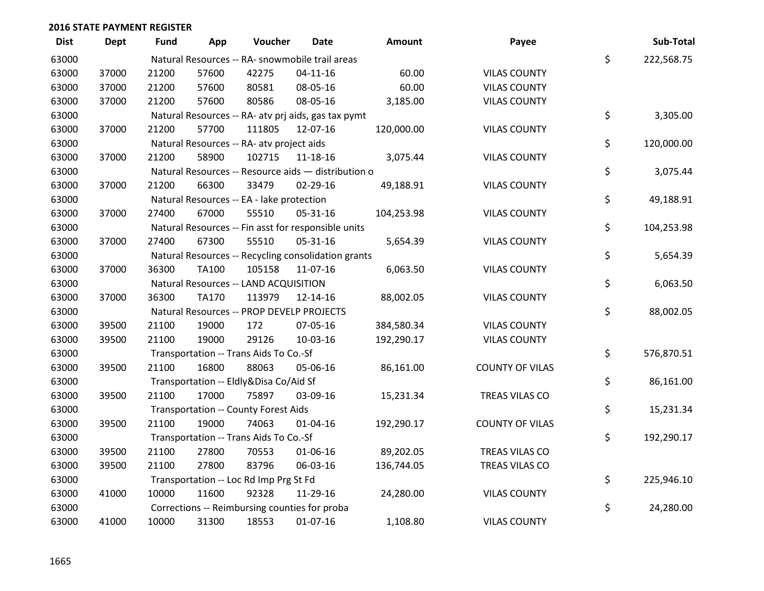## 2016 STATE PAYMENT REGISTER

| Dist | Dept | Fund | App | Voucher | Date | Amount | Payee | Sub-Total |
|---|---|---|---|---|---|---|---|---|
| 63000 | | Natural Resources -- RA- snowmobile trail areas | | | | | | $ 222,568.75 |
| 63000 | 37000 | 21200 | 57600 | 42275 | 04-11-16 | 60.00 | VILAS COUNTY | |
| 63000 | 37000 | 21200 | 57600 | 80581 | 08-05-16 | 60.00 | VILAS COUNTY | |
| 63000 | 37000 | 21200 | 57600 | 80586 | 08-05-16 | 3,185.00 | VILAS COUNTY | |
| 63000 | | Natural Resources -- RA- atv prj aids, gas tax pymt | | | | | | $ 3,305.00 |
| 63000 | 37000 | 21200 | 57700 | 111805 | 12-07-16 | 120,000.00 | VILAS COUNTY | |
| 63000 | | Natural Resources -- RA- atv project aids | | | | | | $ 120,000.00 |
| 63000 | 37000 | 21200 | 58900 | 102715 | 11-18-16 | 3,075.44 | VILAS COUNTY | |
| 63000 | | Natural Resources -- Resource aids — distribution o | | | | | | $ 3,075.44 |
| 63000 | 37000 | 21200 | 66300 | 33479 | 02-29-16 | 49,188.91 | VILAS COUNTY | |
| 63000 | | Natural Resources -- EA - lake protection | | | | | | $ 49,188.91 |
| 63000 | 37000 | 27400 | 67000 | 55510 | 05-31-16 | 104,253.98 | VILAS COUNTY | |
| 63000 | | Natural Resources -- Fin asst for responsible units | | | | | | $ 104,253.98 |
| 63000 | 37000 | 27400 | 67300 | 55510 | 05-31-16 | 5,654.39 | VILAS COUNTY | |
| 63000 | | Natural Resources -- Recycling consolidation grants | | | | | | $ 5,654.39 |
| 63000 | 37000 | 36300 | TA100 | 105158 | 11-07-16 | 6,063.50 | VILAS COUNTY | |
| 63000 | | Natural Resources -- LAND ACQUISITION | | | | | | $ 6,063.50 |
| 63000 | 37000 | 36300 | TA170 | 113979 | 12-14-16 | 88,002.05 | VILAS COUNTY | |
| 63000 | | Natural Resources -- PROP DEVELP PROJECTS | | | | | | $ 88,002.05 |
| 63000 | 39500 | 21100 | 19000 | 172 | 07-05-16 | 384,580.34 | VILAS COUNTY | |
| 63000 | 39500 | 21100 | 19000 | 29126 | 10-03-16 | 192,290.17 | VILAS COUNTY | |
| 63000 | | Transportation -- Trans Aids To Co.-Sf | | | | | | $ 576,870.51 |
| 63000 | 39500 | 21100 | 16800 | 88063 | 05-06-16 | 86,161.00 | COUNTY OF VILAS | |
| 63000 | | Transportation -- Eldly&Disa Co/Aid Sf | | | | | | $ 86,161.00 |
| 63000 | 39500 | 21100 | 17000 | 75897 | 03-09-16 | 15,231.34 | TREAS VILAS CO | |
| 63000 | | Transportation -- County Forest Aids | | | | | | $ 15,231.34 |
| 63000 | 39500 | 21100 | 19000 | 74063 | 01-04-16 | 192,290.17 | COUNTY OF VILAS | |
| 63000 | | Transportation -- Trans Aids To Co.-Sf | | | | | | $ 192,290.17 |
| 63000 | 39500 | 21100 | 27800 | 70553 | 01-06-16 | 89,202.05 | TREAS VILAS CO | |
| 63000 | 39500 | 21100 | 27800 | 83796 | 06-03-16 | 136,744.05 | TREAS VILAS CO | |
| 63000 | | Transportation -- Loc Rd Imp Prg St Fd | | | | | | $ 225,946.10 |
| 63000 | 41000 | 10000 | 11600 | 92328 | 11-29-16 | 24,280.00 | VILAS COUNTY | |
| 63000 | | Corrections -- Reimbursing counties for proba | | | | | | $ 24,280.00 |
| 63000 | 41000 | 10000 | 31300 | 18553 | 01-07-16 | 1,108.80 | VILAS COUNTY | |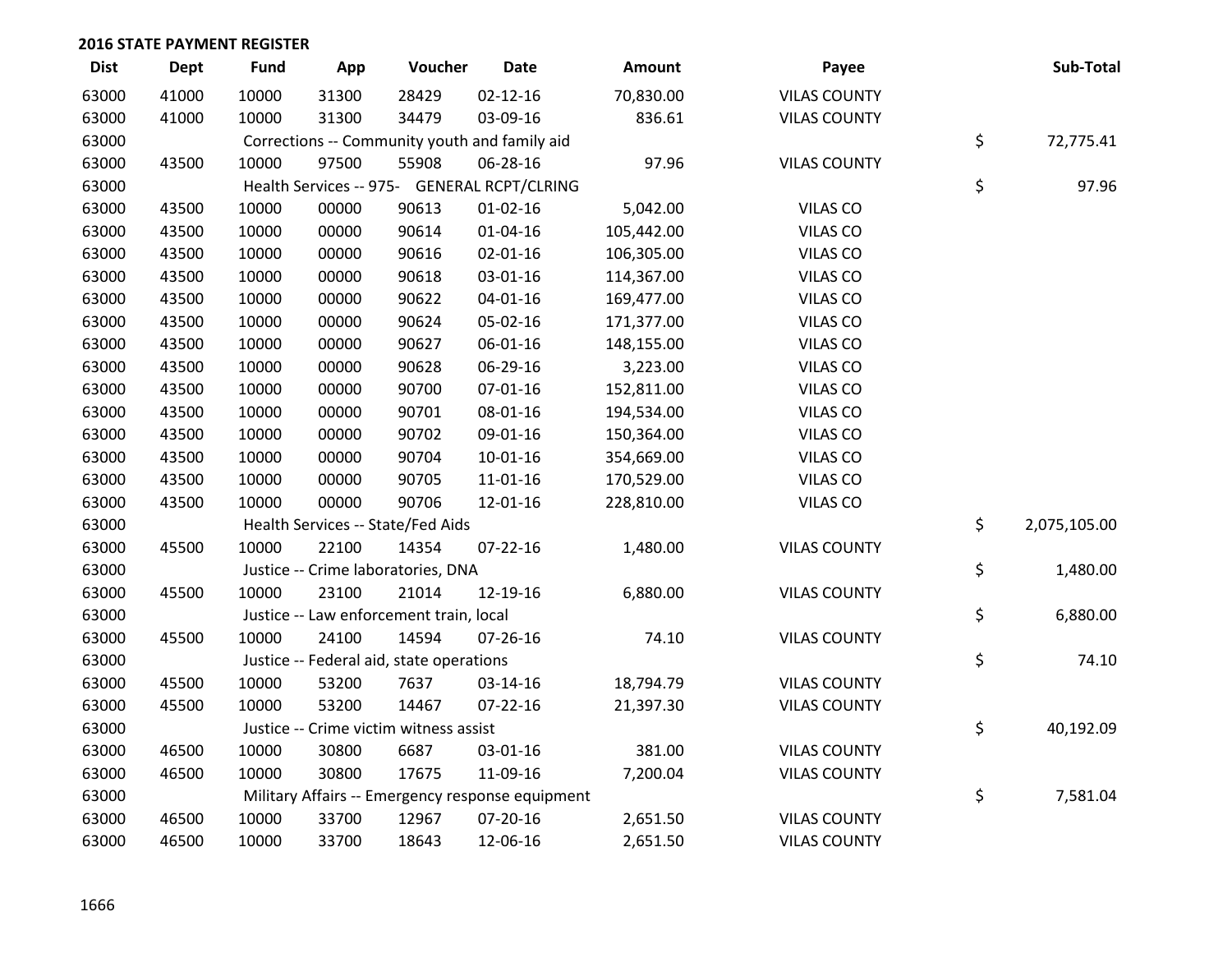## 2016 STATE PAYMENT REGISTER

| Dist | Dept | Fund | App | Voucher | Date | Amount | Payee | Sub-Total |
|---|---|---|---|---|---|---|---|---|
| 63000 | 41000 | 10000 | 31300 | 28429 | 02-12-16 | 70,830.00 | VILAS COUNTY | |
| 63000 | 41000 | 10000 | 31300 | 34479 | 03-09-16 | 836.61 | VILAS COUNTY | |
| 63000 | | Corrections -- Community youth and family aid | | | | | | $ 72,775.41 |
| 63000 | 43500 | 10000 | 97500 | 55908 | 06-28-16 | 97.96 | VILAS COUNTY | |
| 63000 | | Health Services -- 975- GENERAL RCPT/CLRING | | | | | | $ 97.96 |
| 63000 | 43500 | 10000 | 00000 | 90613 | 01-02-16 | 5,042.00 | VILAS CO | |
| 63000 | 43500 | 10000 | 00000 | 90614 | 01-04-16 | 105,442.00 | VILAS CO | |
| 63000 | 43500 | 10000 | 00000 | 90616 | 02-01-16 | 106,305.00 | VILAS CO | |
| 63000 | 43500 | 10000 | 00000 | 90618 | 03-01-16 | 114,367.00 | VILAS CO | |
| 63000 | 43500 | 10000 | 00000 | 90622 | 04-01-16 | 169,477.00 | VILAS CO | |
| 63000 | 43500 | 10000 | 00000 | 90624 | 05-02-16 | 171,377.00 | VILAS CO | |
| 63000 | 43500 | 10000 | 00000 | 90627 | 06-01-16 | 148,155.00 | VILAS CO | |
| 63000 | 43500 | 10000 | 00000 | 90628 | 06-29-16 | 3,223.00 | VILAS CO | |
| 63000 | 43500 | 10000 | 00000 | 90700 | 07-01-16 | 152,811.00 | VILAS CO | |
| 63000 | 43500 | 10000 | 00000 | 90701 | 08-01-16 | 194,534.00 | VILAS CO | |
| 63000 | 43500 | 10000 | 00000 | 90702 | 09-01-16 | 150,364.00 | VILAS CO | |
| 63000 | 43500 | 10000 | 00000 | 90704 | 10-01-16 | 354,669.00 | VILAS CO | |
| 63000 | 43500 | 10000 | 00000 | 90705 | 11-01-16 | 170,529.00 | VILAS CO | |
| 63000 | 43500 | 10000 | 00000 | 90706 | 12-01-16 | 228,810.00 | VILAS CO | |
| 63000 | | Health Services -- State/Fed Aids | | | | | | $ 2,075,105.00 |
| 63000 | 45500 | 10000 | 22100 | 14354 | 07-22-16 | 1,480.00 | VILAS COUNTY | |
| 63000 | | Justice -- Crime laboratories, DNA | | | | | | $ 1,480.00 |
| 63000 | 45500 | 10000 | 23100 | 21014 | 12-19-16 | 6,880.00 | VILAS COUNTY | |
| 63000 | | Justice -- Law enforcement train, local | | | | | | $ 6,880.00 |
| 63000 | 45500 | 10000 | 24100 | 14594 | 07-26-16 | 74.10 | VILAS COUNTY | |
| 63000 | | Justice -- Federal aid, state operations | | | | | | $ 74.10 |
| 63000 | 45500 | 10000 | 53200 | 7637 | 03-14-16 | 18,794.79 | VILAS COUNTY | |
| 63000 | 45500 | 10000 | 53200 | 14467 | 07-22-16 | 21,397.30 | VILAS COUNTY | |
| 63000 | | Justice -- Crime victim witness assist | | | | | | $ 40,192.09 |
| 63000 | 46500 | 10000 | 30800 | 6687 | 03-01-16 | 381.00 | VILAS COUNTY | |
| 63000 | 46500 | 10000 | 30800 | 17675 | 11-09-16 | 7,200.04 | VILAS COUNTY | |
| 63000 | | Military Affairs -- Emergency response equipment | | | | | | $ 7,581.04 |
| 63000 | 46500 | 10000 | 33700 | 12967 | 07-20-16 | 2,651.50 | VILAS COUNTY | |
| 63000 | 46500 | 10000 | 33700 | 18643 | 12-06-16 | 2,651.50 | VILAS COUNTY | |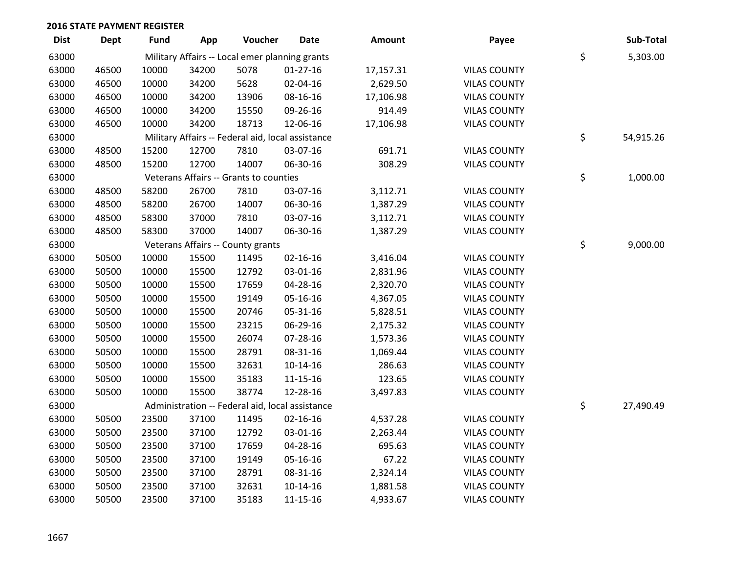## 2016 STATE PAYMENT REGISTER

| Dist | Dept | Fund | App | Voucher | Date | Amount | Payee | Sub-Total |
|---|---|---|---|---|---|---|---|---|
| 63000 | | Military Affairs -- Local emer planning grants | | | | | | $ 5,303.00 |
| 63000 | 46500 | 10000 | 34200 | 5078 | 01-27-16 | 17,157.31 | VILAS COUNTY | |
| 63000 | 46500 | 10000 | 34200 | 5628 | 02-04-16 | 2,629.50 | VILAS COUNTY | |
| 63000 | 46500 | 10000 | 34200 | 13906 | 08-16-16 | 17,106.98 | VILAS COUNTY | |
| 63000 | 46500 | 10000 | 34200 | 15550 | 09-26-16 | 914.49 | VILAS COUNTY | |
| 63000 | 46500 | 10000 | 34200 | 18713 | 12-06-16 | 17,106.98 | VILAS COUNTY | |
| 63000 | | Military Affairs -- Federal aid, local assistance | | | | | | $ 54,915.26 |
| 63000 | 48500 | 15200 | 12700 | 7810 | 03-07-16 | 691.71 | VILAS COUNTY | |
| 63000 | 48500 | 15200 | 12700 | 14007 | 06-30-16 | 308.29 | VILAS COUNTY | |
| 63000 | | Veterans Affairs -- Grants to counties | | | | | | $ 1,000.00 |
| 63000 | 48500 | 58200 | 26700 | 7810 | 03-07-16 | 3,112.71 | VILAS COUNTY | |
| 63000 | 48500 | 58200 | 26700 | 14007 | 06-30-16 | 1,387.29 | VILAS COUNTY | |
| 63000 | 48500 | 58300 | 37000 | 7810 | 03-07-16 | 3,112.71 | VILAS COUNTY | |
| 63000 | 48500 | 58300 | 37000 | 14007 | 06-30-16 | 1,387.29 | VILAS COUNTY | |
| 63000 | | Veterans Affairs -- County grants | | | | | | $ 9,000.00 |
| 63000 | 50500 | 10000 | 15500 | 11495 | 02-16-16 | 3,416.04 | VILAS COUNTY | |
| 63000 | 50500 | 10000 | 15500 | 12792 | 03-01-16 | 2,831.96 | VILAS COUNTY | |
| 63000 | 50500 | 10000 | 15500 | 17659 | 04-28-16 | 2,320.70 | VILAS COUNTY | |
| 63000 | 50500 | 10000 | 15500 | 19149 | 05-16-16 | 4,367.05 | VILAS COUNTY | |
| 63000 | 50500 | 10000 | 15500 | 20746 | 05-31-16 | 5,828.51 | VILAS COUNTY | |
| 63000 | 50500 | 10000 | 15500 | 23215 | 06-29-16 | 2,175.32 | VILAS COUNTY | |
| 63000 | 50500 | 10000 | 15500 | 26074 | 07-28-16 | 1,573.36 | VILAS COUNTY | |
| 63000 | 50500 | 10000 | 15500 | 28791 | 08-31-16 | 1,069.44 | VILAS COUNTY | |
| 63000 | 50500 | 10000 | 15500 | 32631 | 10-14-16 | 286.63 | VILAS COUNTY | |
| 63000 | 50500 | 10000 | 15500 | 35183 | 11-15-16 | 123.65 | VILAS COUNTY | |
| 63000 | 50500 | 10000 | 15500 | 38774 | 12-28-16 | 3,497.83 | VILAS COUNTY | |
| 63000 | | Administration -- Federal aid, local assistance | | | | | | $ 27,490.49 |
| 63000 | 50500 | 23500 | 37100 | 11495 | 02-16-16 | 4,537.28 | VILAS COUNTY | |
| 63000 | 50500 | 23500 | 37100 | 12792 | 03-01-16 | 2,263.44 | VILAS COUNTY | |
| 63000 | 50500 | 23500 | 37100 | 17659 | 04-28-16 | 695.63 | VILAS COUNTY | |
| 63000 | 50500 | 23500 | 37100 | 19149 | 05-16-16 | 67.22 | VILAS COUNTY | |
| 63000 | 50500 | 23500 | 37100 | 28791 | 08-31-16 | 2,324.14 | VILAS COUNTY | |
| 63000 | 50500 | 23500 | 37100 | 32631 | 10-14-16 | 1,881.58 | VILAS COUNTY | |
| 63000 | 50500 | 23500 | 37100 | 35183 | 11-15-16 | 4,933.67 | VILAS COUNTY | |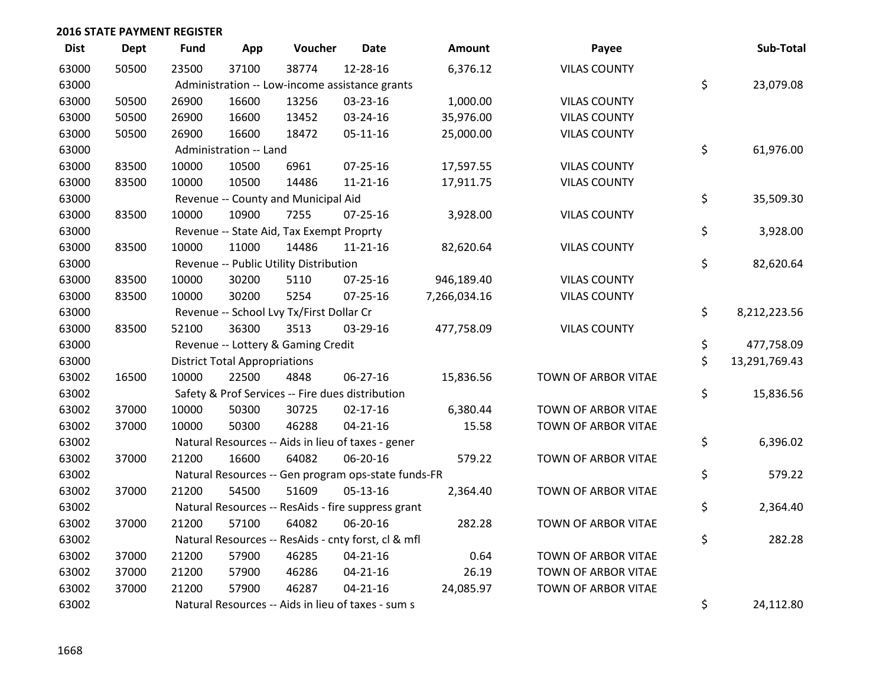## 2016 STATE PAYMENT REGISTER

| Dist | Dept | Fund | App | Voucher | Date | Amount | Payee | Sub-Total |
|---|---|---|---|---|---|---|---|---|
| 63000 | 50500 | 23500 | 37100 | 38774 | 12-28-16 | 6,376.12 | VILAS COUNTY | |
| 63000 | | Administration -- Low-income assistance grants | | | | | | $ 23,079.08 |
| 63000 | 50500 | 26900 | 16600 | 13256 | 03-23-16 | 1,000.00 | VILAS COUNTY | |
| 63000 | 50500 | 26900 | 16600 | 13452 | 03-24-16 | 35,976.00 | VILAS COUNTY | |
| 63000 | 50500 | 26900 | 16600 | 18472 | 05-11-16 | 25,000.00 | VILAS COUNTY | |
| 63000 | | Administration -- Land | | | | | | $ 61,976.00 |
| 63000 | 83500 | 10000 | 10500 | 6961 | 07-25-16 | 17,597.55 | VILAS COUNTY | |
| 63000 | 83500 | 10000 | 10500 | 14486 | 11-21-16 | 17,911.75 | VILAS COUNTY | |
| 63000 | | Revenue -- County and Municipal Aid | | | | | | $ 35,509.30 |
| 63000 | 83500 | 10000 | 10900 | 7255 | 07-25-16 | 3,928.00 | VILAS COUNTY | |
| 63000 | | Revenue -- State Aid, Tax Exempt Proprty | | | | | | $ 3,928.00 |
| 63000 | 83500 | 10000 | 11000 | 14486 | 11-21-16 | 82,620.64 | VILAS COUNTY | |
| 63000 | | Revenue -- Public Utility Distribution | | | | | | $ 82,620.64 |
| 63000 | 83500 | 10000 | 30200 | 5110 | 07-25-16 | 946,189.40 | VILAS COUNTY | |
| 63000 | 83500 | 10000 | 30200 | 5254 | 07-25-16 | 7,266,034.16 | VILAS COUNTY | |
| 63000 | | Revenue -- School Lvy Tx/First Dollar Cr | | | | | | $ 8,212,223.56 |
| 63000 | 83500 | 52100 | 36300 | 3513 | 03-29-16 | 477,758.09 | VILAS COUNTY | |
| 63000 | | Revenue -- Lottery & Gaming Credit | | | | | | $ 477,758.09 |
| 63000 | | District Total Appropriations | | | | | | $ 13,291,769.43 |
| 63002 | 16500 | 10000 | 22500 | 4848 | 06-27-16 | 15,836.56 | TOWN OF ARBOR VITAE | |
| 63002 | | Safety & Prof Services -- Fire dues distribution | | | | | | $ 15,836.56 |
| 63002 | 37000 | 10000 | 50300 | 30725 | 02-17-16 | 6,380.44 | TOWN OF ARBOR VITAE | |
| 63002 | 37000 | 10000 | 50300 | 46288 | 04-21-16 | 15.58 | TOWN OF ARBOR VITAE | |
| 63002 | | Natural Resources -- Aids in lieu of taxes - gener | | | | | | $ 6,396.02 |
| 63002 | 37000 | 21200 | 16600 | 64082 | 06-20-16 | 579.22 | TOWN OF ARBOR VITAE | |
| 63002 | | Natural Resources -- Gen program ops-state funds-FR | | | | | | $ 579.22 |
| 63002 | 37000 | 21200 | 54500 | 51609 | 05-13-16 | 2,364.40 | TOWN OF ARBOR VITAE | |
| 63002 | | Natural Resources -- ResAids - fire suppress grant | | | | | | $ 2,364.40 |
| 63002 | 37000 | 21200 | 57100 | 64082 | 06-20-16 | 282.28 | TOWN OF ARBOR VITAE | |
| 63002 | | Natural Resources -- ResAids - cnty forst, cl & mfl | | | | | | $ 282.28 |
| 63002 | 37000 | 21200 | 57900 | 46285 | 04-21-16 | 0.64 | TOWN OF ARBOR VITAE | |
| 63002 | 37000 | 21200 | 57900 | 46286 | 04-21-16 | 26.19 | TOWN OF ARBOR VITAE | |
| 63002 | 37000 | 21200 | 57900 | 46287 | 04-21-16 | 24,085.97 | TOWN OF ARBOR VITAE | |
| 63002 | | Natural Resources -- Aids in lieu of taxes - sum s | | | | | | $ 24,112.80 |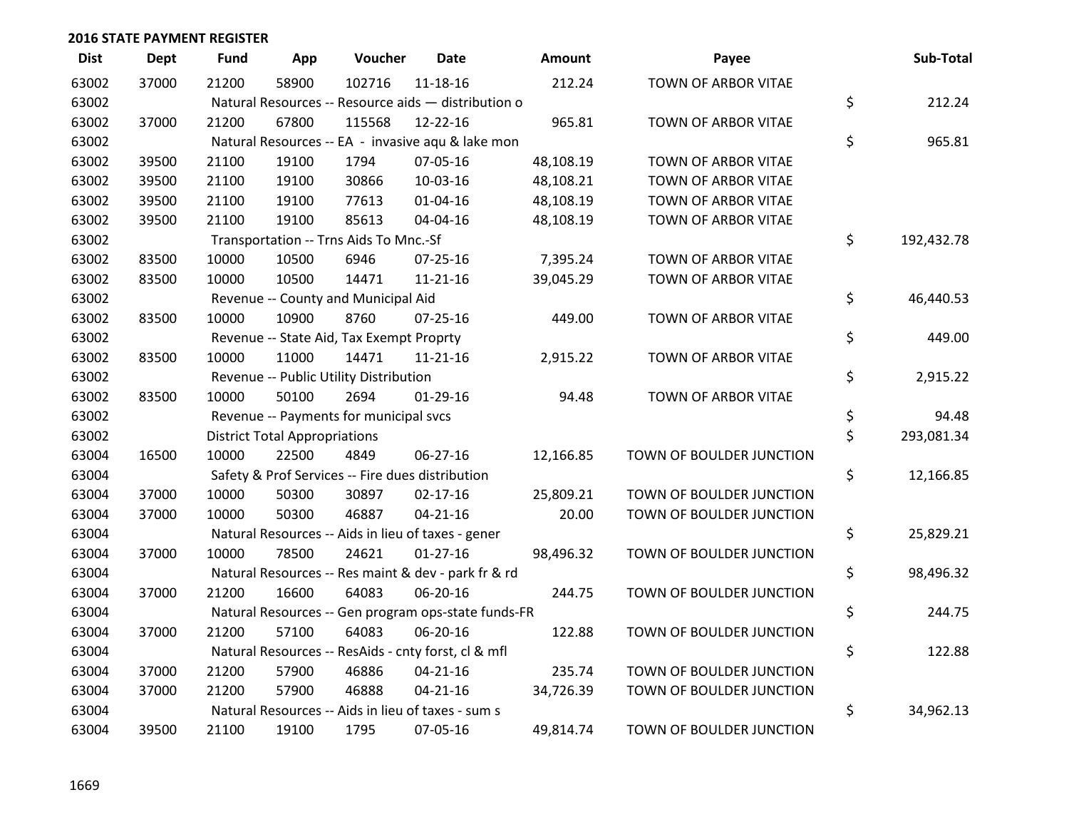## 2016 STATE PAYMENT REGISTER

| Dist | Dept | Fund | App | Voucher | Date | Amount | Payee | Sub-Total |
|---|---|---|---|---|---|---|---|---|
| 63002 | 37000 | 21200 | 58900 | 102716 | 11-18-16 | 212.24 | TOWN OF ARBOR VITAE | |
| 63002 | | Natural Resources -- Resource aids — distribution o | | | | | | $ 212.24 |
| 63002 | 37000 | 21200 | 67800 | 115568 | 12-22-16 | 965.81 | TOWN OF ARBOR VITAE | |
| 63002 | | Natural Resources -- EA - invasive aqu & lake mon | | | | | | $ 965.81 |
| 63002 | 39500 | 21100 | 19100 | 1794 | 07-05-16 | 48,108.19 | TOWN OF ARBOR VITAE | |
| 63002 | 39500 | 21100 | 19100 | 30866 | 10-03-16 | 48,108.21 | TOWN OF ARBOR VITAE | |
| 63002 | 39500 | 21100 | 19100 | 77613 | 01-04-16 | 48,108.19 | TOWN OF ARBOR VITAE | |
| 63002 | 39500 | 21100 | 19100 | 85613 | 04-04-16 | 48,108.19 | TOWN OF ARBOR VITAE | |
| 63002 | | Transportation -- Trns Aids To Mnc.-Sf | | | | | | $ 192,432.78 |
| 63002 | 83500 | 10000 | 10500 | 6946 | 07-25-16 | 7,395.24 | TOWN OF ARBOR VITAE | |
| 63002 | 83500 | 10000 | 10500 | 14471 | 11-21-16 | 39,045.29 | TOWN OF ARBOR VITAE | |
| 63002 | | Revenue -- County and Municipal Aid | | | | | | $ 46,440.53 |
| 63002 | 83500 | 10000 | 10900 | 8760 | 07-25-16 | 449.00 | TOWN OF ARBOR VITAE | |
| 63002 | | Revenue -- State Aid, Tax Exempt Proprty | | | | | | $ 449.00 |
| 63002 | 83500 | 10000 | 11000 | 14471 | 11-21-16 | 2,915.22 | TOWN OF ARBOR VITAE | |
| 63002 | | Revenue -- Public Utility Distribution | | | | | | $ 2,915.22 |
| 63002 | 83500 | 10000 | 50100 | 2694 | 01-29-16 | 94.48 | TOWN OF ARBOR VITAE | |
| 63002 | | Revenue -- Payments for municipal svcs | | | | | | $ 94.48 |
| 63002 | | District Total Appropriations | | | | | | $ 293,081.34 |
| 63004 | 16500 | 10000 | 22500 | 4849 | 06-27-16 | 12,166.85 | TOWN OF BOULDER JUNCTION | |
| 63004 | | Safety & Prof Services -- Fire dues distribution | | | | | | $ 12,166.85 |
| 63004 | 37000 | 10000 | 50300 | 30897 | 02-17-16 | 25,809.21 | TOWN OF BOULDER JUNCTION | |
| 63004 | 37000 | 10000 | 50300 | 46887 | 04-21-16 | 20.00 | TOWN OF BOULDER JUNCTION | |
| 63004 | | Natural Resources -- Aids in lieu of taxes - gener | | | | | | $ 25,829.21 |
| 63004 | 37000 | 10000 | 78500 | 24621 | 01-27-16 | 98,496.32 | TOWN OF BOULDER JUNCTION | |
| 63004 | | Natural Resources -- Res maint & dev - park fr & rd | | | | | | $ 98,496.32 |
| 63004 | 37000 | 21200 | 16600 | 64083 | 06-20-16 | 244.75 | TOWN OF BOULDER JUNCTION | |
| 63004 | | Natural Resources -- Gen program ops-state funds-FR | | | | | | $ 244.75 |
| 63004 | 37000 | 21200 | 57100 | 64083 | 06-20-16 | 122.88 | TOWN OF BOULDER JUNCTION | |
| 63004 | | Natural Resources -- ResAids - cnty forst, cl & mfl | | | | | | $ 122.88 |
| 63004 | 37000 | 21200 | 57900 | 46886 | 04-21-16 | 235.74 | TOWN OF BOULDER JUNCTION | |
| 63004 | 37000 | 21200 | 57900 | 46888 | 04-21-16 | 34,726.39 | TOWN OF BOULDER JUNCTION | |
| 63004 | | Natural Resources -- Aids in lieu of taxes - sum s | | | | | | $ 34,962.13 |
| 63004 | 39500 | 21100 | 19100 | 1795 | 07-05-16 | 49,814.74 | TOWN OF BOULDER JUNCTION | |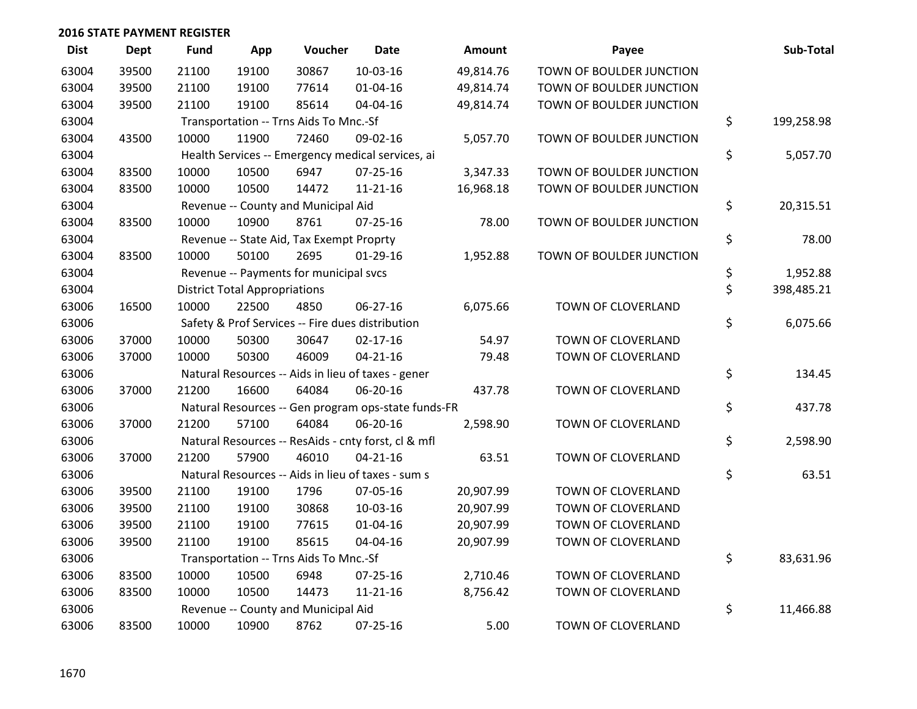## 2016 STATE PAYMENT REGISTER

| Dist | Dept | Fund | App | Voucher | Date | Amount | Payee | Sub-Total |
|---|---|---|---|---|---|---|---|---|
| 63004 | 39500 | 21100 | 19100 | 30867 | 10-03-16 | 49,814.76 | TOWN OF BOULDER JUNCTION | |
| 63004 | 39500 | 21100 | 19100 | 77614 | 01-04-16 | 49,814.74 | TOWN OF BOULDER JUNCTION | |
| 63004 | 39500 | 21100 | 19100 | 85614 | 04-04-16 | 49,814.74 | TOWN OF BOULDER JUNCTION | |
| 63004 | | Transportation -- Trns Aids To Mnc.-Sf | | | | | | $ 199,258.98 |
| 63004 | 43500 | 10000 | 11900 | 72460 | 09-02-16 | 5,057.70 | TOWN OF BOULDER JUNCTION | |
| 63004 | | Health Services -- Emergency medical services, ai | | | | | | $ 5,057.70 |
| 63004 | 83500 | 10000 | 10500 | 6947 | 07-25-16 | 3,347.33 | TOWN OF BOULDER JUNCTION | |
| 63004 | 83500 | 10000 | 10500 | 14472 | 11-21-16 | 16,968.18 | TOWN OF BOULDER JUNCTION | |
| 63004 | | Revenue -- County and Municipal Aid | | | | | | $ 20,315.51 |
| 63004 | 83500 | 10000 | 10900 | 8761 | 07-25-16 | 78.00 | TOWN OF BOULDER JUNCTION | |
| 63004 | | Revenue -- State Aid, Tax Exempt Proprty | | | | | | $ 78.00 |
| 63004 | 83500 | 10000 | 50100 | 2695 | 01-29-16 | 1,952.88 | TOWN OF BOULDER JUNCTION | |
| 63004 | | Revenue -- Payments for municipal svcs | | | | | | $ 1,952.88 |
| 63004 | | District Total Appropriations | | | | | | $ 398,485.21 |
| 63006 | 16500 | 10000 | 22500 | 4850 | 06-27-16 | 6,075.66 | TOWN OF CLOVERLAND | |
| 63006 | | Safety & Prof Services -- Fire dues distribution | | | | | | $ 6,075.66 |
| 63006 | 37000 | 10000 | 50300 | 30647 | 02-17-16 | 54.97 | TOWN OF CLOVERLAND | |
| 63006 | 37000 | 10000 | 50300 | 46009 | 04-21-16 | 79.48 | TOWN OF CLOVERLAND | |
| 63006 | | Natural Resources -- Aids in lieu of taxes - gener | | | | | | $ 134.45 |
| 63006 | 37000 | 21200 | 16600 | 64084 | 06-20-16 | 437.78 | TOWN OF CLOVERLAND | |
| 63006 | | Natural Resources -- Gen program ops-state funds-FR | | | | | | $ 437.78 |
| 63006 | 37000 | 21200 | 57100 | 64084 | 06-20-16 | 2,598.90 | TOWN OF CLOVERLAND | |
| 63006 | | Natural Resources -- ResAids - cnty forst, cl & mfl | | | | | | $ 2,598.90 |
| 63006 | 37000 | 21200 | 57900 | 46010 | 04-21-16 | 63.51 | TOWN OF CLOVERLAND | |
| 63006 | | Natural Resources -- Aids in lieu of taxes - sum s | | | | | | $ 63.51 |
| 63006 | 39500 | 21100 | 19100 | 1796 | 07-05-16 | 20,907.99 | TOWN OF CLOVERLAND | |
| 63006 | 39500 | 21100 | 19100 | 30868 | 10-03-16 | 20,907.99 | TOWN OF CLOVERLAND | |
| 63006 | 39500 | 21100 | 19100 | 77615 | 01-04-16 | 20,907.99 | TOWN OF CLOVERLAND | |
| 63006 | 39500 | 21100 | 19100 | 85615 | 04-04-16 | 20,907.99 | TOWN OF CLOVERLAND | |
| 63006 | | Transportation -- Trns Aids To Mnc.-Sf | | | | | | $ 83,631.96 |
| 63006 | 83500 | 10000 | 10500 | 6948 | 07-25-16 | 2,710.46 | TOWN OF CLOVERLAND | |
| 63006 | 83500 | 10000 | 10500 | 14473 | 11-21-16 | 8,756.42 | TOWN OF CLOVERLAND | |
| 63006 | | Revenue -- County and Municipal Aid | | | | | | $ 11,466.88 |
| 63006 | 83500 | 10000 | 10900 | 8762 | 07-25-16 | 5.00 | TOWN OF CLOVERLAND | |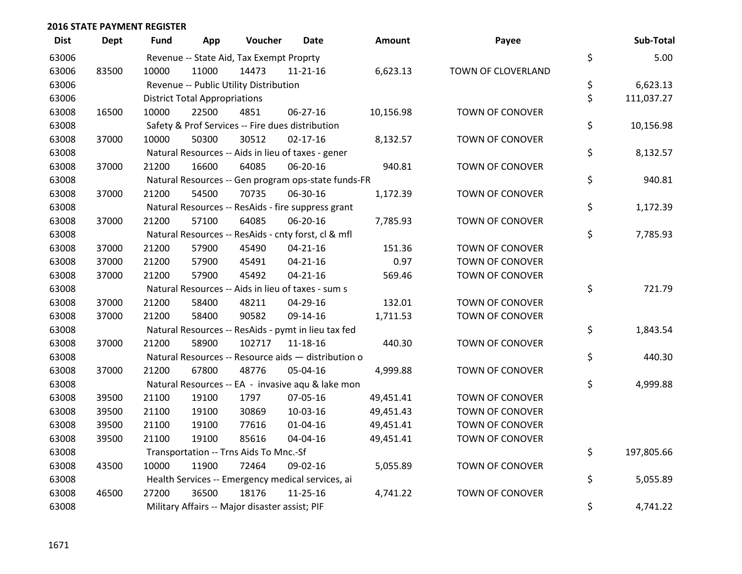## 2016 STATE PAYMENT REGISTER

| Dist | Dept | Fund | App | Voucher | Date | Amount | Payee | Sub-Total |
|---|---|---|---|---|---|---|---|---|
| 63006 | | Revenue -- State Aid, Tax Exempt Proprty | | | | | | $ 5.00 |
| 63006 | 83500 | 10000 | 11000 | 14473 | 11-21-16 | 6,623.13 | TOWN OF CLOVERLAND | |
| 63006 | | Revenue -- Public Utility Distribution | | | | | | $ 6,623.13 |
| 63006 | | District Total Appropriations | | | | | | $ 111,037.27 |
| 63008 | 16500 | 10000 | 22500 | 4851 | 06-27-16 | 10,156.98 | TOWN OF CONOVER | |
| 63008 | | Safety & Prof Services -- Fire dues distribution | | | | | | $ 10,156.98 |
| 63008 | 37000 | 10000 | 50300 | 30512 | 02-17-16 | 8,132.57 | TOWN OF CONOVER | |
| 63008 | | Natural Resources -- Aids in lieu of taxes - gener | | | | | | $ 8,132.57 |
| 63008 | 37000 | 21200 | 16600 | 64085 | 06-20-16 | 940.81 | TOWN OF CONOVER | |
| 63008 | | Natural Resources -- Gen program ops-state funds-FR | | | | | | $ 940.81 |
| 63008 | 37000 | 21200 | 54500 | 70735 | 06-30-16 | 1,172.39 | TOWN OF CONOVER | |
| 63008 | | Natural Resources -- ResAids - fire suppress grant | | | | | | $ 1,172.39 |
| 63008 | 37000 | 21200 | 57100 | 64085 | 06-20-16 | 7,785.93 | TOWN OF CONOVER | |
| 63008 | | Natural Resources -- ResAids - cnty forst, cl & mfl | | | | | | $ 7,785.93 |
| 63008 | 37000 | 21200 | 57900 | 45490 | 04-21-16 | 151.36 | TOWN OF CONOVER | |
| 63008 | 37000 | 21200 | 57900 | 45491 | 04-21-16 | 0.97 | TOWN OF CONOVER | |
| 63008 | 37000 | 21200 | 57900 | 45492 | 04-21-16 | 569.46 | TOWN OF CONOVER | |
| 63008 | | Natural Resources -- Aids in lieu of taxes - sum s | | | | | | $ 721.79 |
| 63008 | 37000 | 21200 | 58400 | 48211 | 04-29-16 | 132.01 | TOWN OF CONOVER | |
| 63008 | 37000 | 21200 | 58400 | 90582 | 09-14-16 | 1,711.53 | TOWN OF CONOVER | |
| 63008 | | Natural Resources -- ResAids - pymt in lieu tax fed | | | | | | $ 1,843.54 |
| 63008 | 37000 | 21200 | 58900 | 102717 | 11-18-16 | 440.30 | TOWN OF CONOVER | |
| 63008 | | Natural Resources -- Resource aids — distribution o | | | | | | $ 440.30 |
| 63008 | 37000 | 21200 | 67800 | 48776 | 05-04-16 | 4,999.88 | TOWN OF CONOVER | |
| 63008 | | Natural Resources -- EA - invasive aqu & lake mon | | | | | | $ 4,999.88 |
| 63008 | 39500 | 21100 | 19100 | 1797 | 07-05-16 | 49,451.41 | TOWN OF CONOVER | |
| 63008 | 39500 | 21100 | 19100 | 30869 | 10-03-16 | 49,451.43 | TOWN OF CONOVER | |
| 63008 | 39500 | 21100 | 19100 | 77616 | 01-04-16 | 49,451.41 | TOWN OF CONOVER | |
| 63008 | 39500 | 21100 | 19100 | 85616 | 04-04-16 | 49,451.41 | TOWN OF CONOVER | |
| 63008 | | Transportation -- Trns Aids To Mnc.-Sf | | | | | | $ 197,805.66 |
| 63008 | 43500 | 10000 | 11900 | 72464 | 09-02-16 | 5,055.89 | TOWN OF CONOVER | |
| 63008 | | Health Services -- Emergency medical services, ai | | | | | | $ 5,055.89 |
| 63008 | 46500 | 27200 | 36500 | 18176 | 11-25-16 | 4,741.22 | TOWN OF CONOVER | |
| 63008 | | Military Affairs -- Major disaster assist; PIF | | | | | | $ 4,741.22 |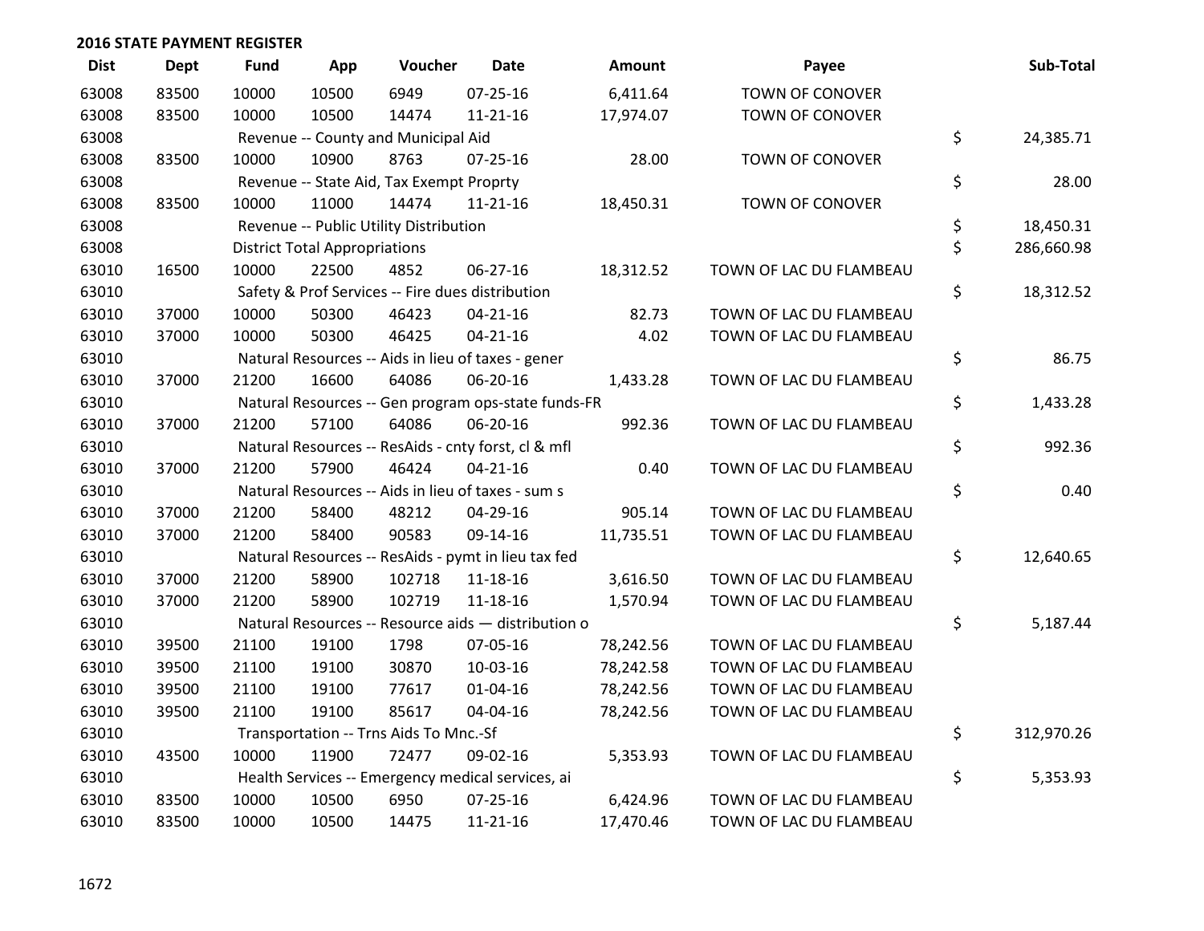## 2016 STATE PAYMENT REGISTER

| Dist | Dept | Fund | App | Voucher | Date | Amount | Payee | Sub-Total |
|---|---|---|---|---|---|---|---|---|
| 63008 | 83500 | 10000 | 10500 | 6949 | 07-25-16 | 6,411.64 | TOWN OF CONOVER | |
| 63008 | 83500 | 10000 | 10500 | 14474 | 11-21-16 | 17,974.07 | TOWN OF CONOVER | |
| 63008 | | Revenue -- County and Municipal Aid | | | | | | $ 24,385.71 |
| 63008 | 83500 | 10000 | 10900 | 8763 | 07-25-16 | 28.00 | TOWN OF CONOVER | |
| 63008 | | Revenue -- State Aid, Tax Exempt Proprty | | | | | | $ 28.00 |
| 63008 | 83500 | 10000 | 11000 | 14474 | 11-21-16 | 18,450.31 | TOWN OF CONOVER | |
| 63008 | | Revenue -- Public Utility Distribution | | | | | | $ 18,450.31 |
| 63008 | | District Total Appropriations | | | | | | $ 286,660.98 |
| 63010 | 16500 | 10000 | 22500 | 4852 | 06-27-16 | 18,312.52 | TOWN OF LAC DU FLAMBEAU | |
| 63010 | | Safety & Prof Services -- Fire dues distribution | | | | | | $ 18,312.52 |
| 63010 | 37000 | 10000 | 50300 | 46423 | 04-21-16 | 82.73 | TOWN OF LAC DU FLAMBEAU | |
| 63010 | 37000 | 10000 | 50300 | 46425 | 04-21-16 | 4.02 | TOWN OF LAC DU FLAMBEAU | |
| 63010 | | Natural Resources -- Aids in lieu of taxes - gener | | | | | | $ 86.75 |
| 63010 | 37000 | 21200 | 16600 | 64086 | 06-20-16 | 1,433.28 | TOWN OF LAC DU FLAMBEAU | |
| 63010 | | Natural Resources -- Gen program ops-state funds-FR | | | | | | $ 1,433.28 |
| 63010 | 37000 | 21200 | 57100 | 64086 | 06-20-16 | 992.36 | TOWN OF LAC DU FLAMBEAU | |
| 63010 | | Natural Resources -- ResAids - cnty forst, cl & mfl | | | | | | $ 992.36 |
| 63010 | 37000 | 21200 | 57900 | 46424 | 04-21-16 | 0.40 | TOWN OF LAC DU FLAMBEAU | |
| 63010 | | Natural Resources -- Aids in lieu of taxes - sum s | | | | | | $ 0.40 |
| 63010 | 37000 | 21200 | 58400 | 48212 | 04-29-16 | 905.14 | TOWN OF LAC DU FLAMBEAU | |
| 63010 | 37000 | 21200 | 58400 | 90583 | 09-14-16 | 11,735.51 | TOWN OF LAC DU FLAMBEAU | |
| 63010 | | Natural Resources -- ResAids - pymt in lieu tax fed | | | | | | $ 12,640.65 |
| 63010 | 37000 | 21200 | 58900 | 102718 | 11-18-16 | 3,616.50 | TOWN OF LAC DU FLAMBEAU | |
| 63010 | 37000 | 21200 | 58900 | 102719 | 11-18-16 | 1,570.94 | TOWN OF LAC DU FLAMBEAU | |
| 63010 | | Natural Resources -- Resource aids — distribution o | | | | | | $ 5,187.44 |
| 63010 | 39500 | 21100 | 19100 | 1798 | 07-05-16 | 78,242.56 | TOWN OF LAC DU FLAMBEAU | |
| 63010 | 39500 | 21100 | 19100 | 30870 | 10-03-16 | 78,242.58 | TOWN OF LAC DU FLAMBEAU | |
| 63010 | 39500 | 21100 | 19100 | 77617 | 01-04-16 | 78,242.56 | TOWN OF LAC DU FLAMBEAU | |
| 63010 | 39500 | 21100 | 19100 | 85617 | 04-04-16 | 78,242.56 | TOWN OF LAC DU FLAMBEAU | |
| 63010 | | Transportation -- Trns Aids To Mnc.-Sf | | | | | | $ 312,970.26 |
| 63010 | 43500 | 10000 | 11900 | 72477 | 09-02-16 | 5,353.93 | TOWN OF LAC DU FLAMBEAU | |
| 63010 | | Health Services -- Emergency medical services, ai | | | | | | $ 5,353.93 |
| 63010 | 83500 | 10000 | 10500 | 6950 | 07-25-16 | 6,424.96 | TOWN OF LAC DU FLAMBEAU | |
| 63010 | 83500 | 10000 | 10500 | 14475 | 11-21-16 | 17,470.46 | TOWN OF LAC DU FLAMBEAU | |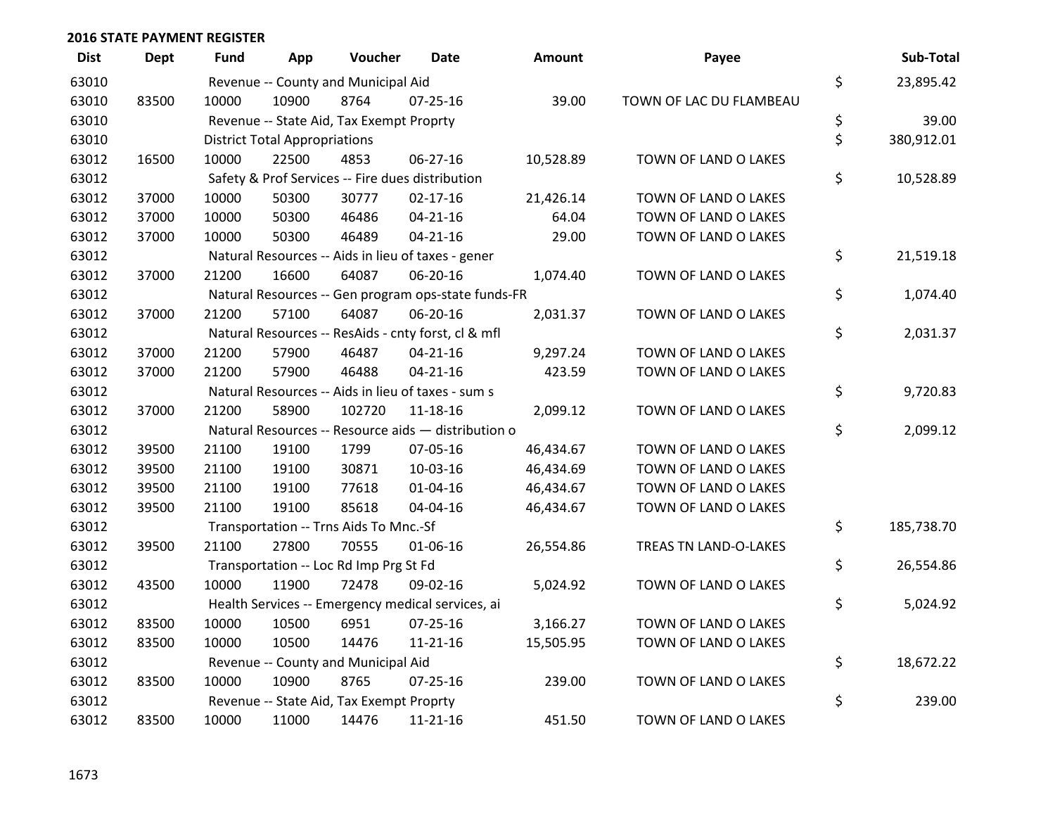## 2016 STATE PAYMENT REGISTER

| Dist | Dept | Fund | App | Voucher | Date | Amount | Payee | | Sub-Total |
|---|---|---|---|---|---|---|---|---|---|
| 63010 | | Revenue -- County and Municipal Aid | | | | | | $ | 23,895.42 |
| 63010 | 83500 | 10000 | 10900 | 8764 | 07-25-16 | 39.00 | TOWN OF LAC DU FLAMBEAU | | |
| 63010 | | Revenue -- State Aid, Tax Exempt Proprty | | | | | | $ | 39.00 |
| 63010 | | District Total Appropriations | | | | | | $ | 380,912.01 |
| 63012 | 16500 | 10000 | 22500 | 4853 | 06-27-16 | 10,528.89 | TOWN OF LAND O LAKES | | |
| 63012 | | Safety & Prof Services -- Fire dues distribution | | | | | | $ | 10,528.89 |
| 63012 | 37000 | 10000 | 50300 | 30777 | 02-17-16 | 21,426.14 | TOWN OF LAND O LAKES | | |
| 63012 | 37000 | 10000 | 50300 | 46486 | 04-21-16 | 64.04 | TOWN OF LAND O LAKES | | |
| 63012 | 37000 | 10000 | 50300 | 46489 | 04-21-16 | 29.00 | TOWN OF LAND O LAKES | | |
| 63012 | | Natural Resources -- Aids in lieu of taxes - gener | | | | | | $ | 21,519.18 |
| 63012 | 37000 | 21200 | 16600 | 64087 | 06-20-16 | 1,074.40 | TOWN OF LAND O LAKES | | |
| 63012 | | Natural Resources -- Gen program ops-state funds-FR | | | | | | $ | 1,074.40 |
| 63012 | 37000 | 21200 | 57100 | 64087 | 06-20-16 | 2,031.37 | TOWN OF LAND O LAKES | | |
| 63012 | | Natural Resources -- ResAids - cnty forst, cl & mfl | | | | | | $ | 2,031.37 |
| 63012 | 37000 | 21200 | 57900 | 46487 | 04-21-16 | 9,297.24 | TOWN OF LAND O LAKES | | |
| 63012 | 37000 | 21200 | 57900 | 46488 | 04-21-16 | 423.59 | TOWN OF LAND O LAKES | | |
| 63012 | | Natural Resources -- Aids in lieu of taxes - sum s | | | | | | $ | 9,720.83 |
| 63012 | 37000 | 21200 | 58900 | 102720 | 11-18-16 | 2,099.12 | TOWN OF LAND O LAKES | | |
| 63012 | | Natural Resources -- Resource aids — distribution o | | | | | | $ | 2,099.12 |
| 63012 | 39500 | 21100 | 19100 | 1799 | 07-05-16 | 46,434.67 | TOWN OF LAND O LAKES | | |
| 63012 | 39500 | 21100 | 19100 | 30871 | 10-03-16 | 46,434.69 | TOWN OF LAND O LAKES | | |
| 63012 | 39500 | 21100 | 19100 | 77618 | 01-04-16 | 46,434.67 | TOWN OF LAND O LAKES | | |
| 63012 | 39500 | 21100 | 19100 | 85618 | 04-04-16 | 46,434.67 | TOWN OF LAND O LAKES | | |
| 63012 | | Transportation -- Trns Aids To Mnc.-Sf | | | | | | $ | 185,738.70 |
| 63012 | 39500 | 21100 | 27800 | 70555 | 01-06-16 | 26,554.86 | TREAS TN LAND-O-LAKES | | |
| 63012 | | Transportation -- Loc Rd Imp Prg St Fd | | | | | | $ | 26,554.86 |
| 63012 | 43500 | 10000 | 11900 | 72478 | 09-02-16 | 5,024.92 | TOWN OF LAND O LAKES | | |
| 63012 | | Health Services -- Emergency medical services, ai | | | | | | $ | 5,024.92 |
| 63012 | 83500 | 10000 | 10500 | 6951 | 07-25-16 | 3,166.27 | TOWN OF LAND O LAKES | | |
| 63012 | 83500 | 10000 | 10500 | 14476 | 11-21-16 | 15,505.95 | TOWN OF LAND O LAKES | | |
| 63012 | | Revenue -- County and Municipal Aid | | | | | | $ | 18,672.22 |
| 63012 | 83500 | 10000 | 10900 | 8765 | 07-25-16 | 239.00 | TOWN OF LAND O LAKES | | |
| 63012 | | Revenue -- State Aid, Tax Exempt Proprty | | | | | | $ | 239.00 |
| 63012 | 83500 | 10000 | 11000 | 14476 | 11-21-16 | 451.50 | TOWN OF LAND O LAKES | | |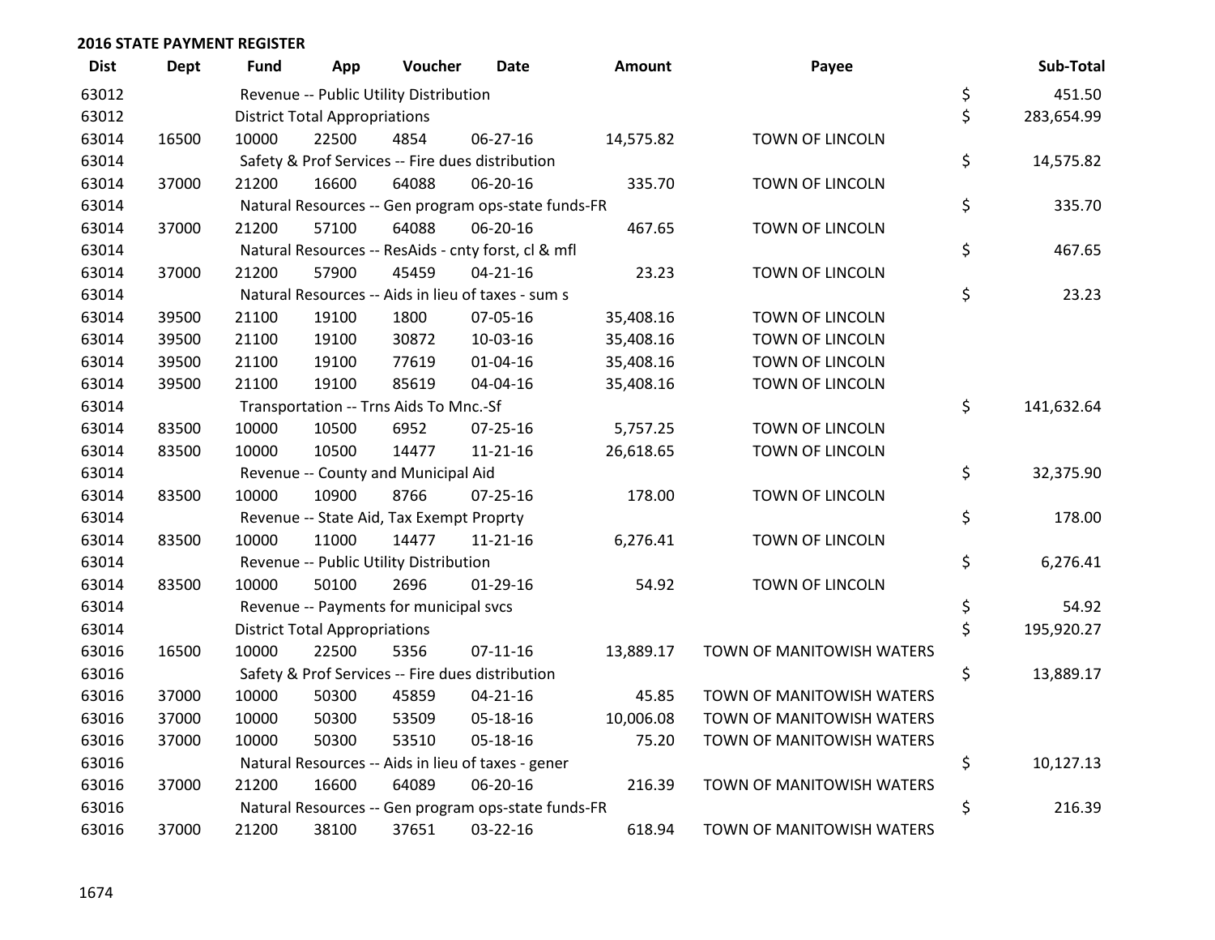## 2016 STATE PAYMENT REGISTER

| Dist | Dept | Fund | App | Voucher | Date | Amount | Payee | Sub-Total |
|---|---|---|---|---|---|---|---|---|
| 63012 | | Revenue -- Public Utility Distribution | | | | | | $ 451.50 |
| 63012 | | District Total Appropriations | | | | | | $ 283,654.99 |
| 63014 | 16500 | 10000 | 22500 | 4854 | 06-27-16 | 14,575.82 | TOWN OF LINCOLN | |
| 63014 | | Safety & Prof Services -- Fire dues distribution | | | | | | $ 14,575.82 |
| 63014 | 37000 | 21200 | 16600 | 64088 | 06-20-16 | 335.70 | TOWN OF LINCOLN | |
| 63014 | | Natural Resources -- Gen program ops-state funds-FR | | | | | | $ 335.70 |
| 63014 | 37000 | 21200 | 57100 | 64088 | 06-20-16 | 467.65 | TOWN OF LINCOLN | |
| 63014 | | Natural Resources -- ResAids - cnty forst, cl & mfl | | | | | | $ 467.65 |
| 63014 | 37000 | 21200 | 57900 | 45459 | 04-21-16 | 23.23 | TOWN OF LINCOLN | |
| 63014 | | Natural Resources -- Aids in lieu of taxes - sum s | | | | | | $ 23.23 |
| 63014 | 39500 | 21100 | 19100 | 1800 | 07-05-16 | 35,408.16 | TOWN OF LINCOLN | |
| 63014 | 39500 | 21100 | 19100 | 30872 | 10-03-16 | 35,408.16 | TOWN OF LINCOLN | |
| 63014 | 39500 | 21100 | 19100 | 77619 | 01-04-16 | 35,408.16 | TOWN OF LINCOLN | |
| 63014 | 39500 | 21100 | 19100 | 85619 | 04-04-16 | 35,408.16 | TOWN OF LINCOLN | |
| 63014 | | Transportation -- Trns Aids To Mnc.-Sf | | | | | | $ 141,632.64 |
| 63014 | 83500 | 10000 | 10500 | 6952 | 07-25-16 | 5,757.25 | TOWN OF LINCOLN | |
| 63014 | 83500 | 10000 | 10500 | 14477 | 11-21-16 | 26,618.65 | TOWN OF LINCOLN | |
| 63014 | | Revenue -- County and Municipal Aid | | | | | | $ 32,375.90 |
| 63014 | 83500 | 10000 | 10900 | 8766 | 07-25-16 | 178.00 | TOWN OF LINCOLN | |
| 63014 | | Revenue -- State Aid, Tax Exempt Proprty | | | | | | $ 178.00 |
| 63014 | 83500 | 10000 | 11000 | 14477 | 11-21-16 | 6,276.41 | TOWN OF LINCOLN | |
| 63014 | | Revenue -- Public Utility Distribution | | | | | | $ 6,276.41 |
| 63014 | 83500 | 10000 | 50100 | 2696 | 01-29-16 | 54.92 | TOWN OF LINCOLN | |
| 63014 | | Revenue -- Payments for municipal svcs | | | | | | $ 54.92 |
| 63014 | | District Total Appropriations | | | | | | $ 195,920.27 |
| 63016 | 16500 | 10000 | 22500 | 5356 | 07-11-16 | 13,889.17 | TOWN OF MANITOWISH WATERS | |
| 63016 | | Safety & Prof Services -- Fire dues distribution | | | | | | $ 13,889.17 |
| 63016 | 37000 | 10000 | 50300 | 45859 | 04-21-16 | 45.85 | TOWN OF MANITOWISH WATERS | |
| 63016 | 37000 | 10000 | 50300 | 53509 | 05-18-16 | 10,006.08 | TOWN OF MANITOWISH WATERS | |
| 63016 | 37000 | 10000 | 50300 | 53510 | 05-18-16 | 75.20 | TOWN OF MANITOWISH WATERS | |
| 63016 | | Natural Resources -- Aids in lieu of taxes - gener | | | | | | $ 10,127.13 |
| 63016 | 37000 | 21200 | 16600 | 64089 | 06-20-16 | 216.39 | TOWN OF MANITOWISH WATERS | |
| 63016 | | Natural Resources -- Gen program ops-state funds-FR | | | | | | $ 216.39 |
| 63016 | 37000 | 21200 | 38100 | 37651 | 03-22-16 | 618.94 | TOWN OF MANITOWISH WATERS | |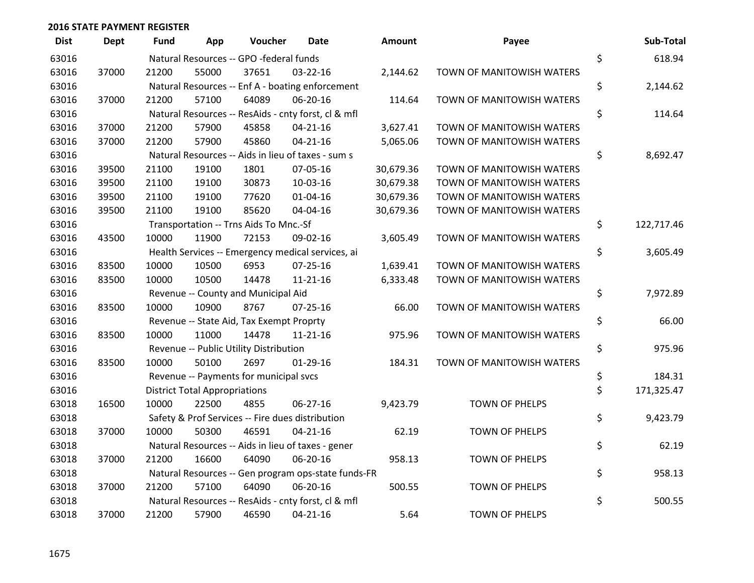**2016 STATE PAYMENT REGISTER**

| Dist | Dept | Fund | App | Voucher | Date | Amount | Payee | | Sub-Total |
|---|---|---|---|---|---|---|---|---|---|
| 63016 | | Natural Resources -- GPO -federal funds | | | | | | $ | 618.94 |
| 63016 | 37000 | 21200 | 55000 | 37651 | 03-22-16 | 2,144.62 | TOWN OF MANITOWISH WATERS | | |
| 63016 | | Natural Resources -- Enf A - boating enforcement | | | | | | $ | 2,144.62 |
| 63016 | 37000 | 21200 | 57100 | 64089 | 06-20-16 | 114.64 | TOWN OF MANITOWISH WATERS | | |
| 63016 | | Natural Resources -- ResAids - cnty forst, cl & mfl | | | | | | $ | 114.64 |
| 63016 | 37000 | 21200 | 57900 | 45858 | 04-21-16 | 3,627.41 | TOWN OF MANITOWISH WATERS | | |
| 63016 | 37000 | 21200 | 57900 | 45860 | 04-21-16 | 5,065.06 | TOWN OF MANITOWISH WATERS | | |
| 63016 | | Natural Resources -- Aids in lieu of taxes - sum s | | | | | | $ | 8,692.47 |
| 63016 | 39500 | 21100 | 19100 | 1801 | 07-05-16 | 30,679.36 | TOWN OF MANITOWISH WATERS | | |
| 63016 | 39500 | 21100 | 19100 | 30873 | 10-03-16 | 30,679.38 | TOWN OF MANITOWISH WATERS | | |
| 63016 | 39500 | 21100 | 19100 | 77620 | 01-04-16 | 30,679.36 | TOWN OF MANITOWISH WATERS | | |
| 63016 | 39500 | 21100 | 19100 | 85620 | 04-04-16 | 30,679.36 | TOWN OF MANITOWISH WATERS | | |
| 63016 | | Transportation -- Trns Aids To Mnc.-Sf | | | | | | $ | 122,717.46 |
| 63016 | 43500 | 10000 | 11900 | 72153 | 09-02-16 | 3,605.49 | TOWN OF MANITOWISH WATERS | | |
| 63016 | | Health Services -- Emergency medical services, ai | | | | | | $ | 3,605.49 |
| 63016 | 83500 | 10000 | 10500 | 6953 | 07-25-16 | 1,639.41 | TOWN OF MANITOWISH WATERS | | |
| 63016 | 83500 | 10000 | 10500 | 14478 | 11-21-16 | 6,333.48 | TOWN OF MANITOWISH WATERS | | |
| 63016 | | Revenue -- County and Municipal Aid | | | | | | $ | 7,972.89 |
| 63016 | 83500 | 10000 | 10900 | 8767 | 07-25-16 | 66.00 | TOWN OF MANITOWISH WATERS | | |
| 63016 | | Revenue -- State Aid, Tax Exempt Proprty | | | | | | $ | 66.00 |
| 63016 | 83500 | 10000 | 11000 | 14478 | 11-21-16 | 975.96 | TOWN OF MANITOWISH WATERS | | |
| 63016 | | Revenue -- Public Utility Distribution | | | | | | $ | 975.96 |
| 63016 | 83500 | 10000 | 50100 | 2697 | 01-29-16 | 184.31 | TOWN OF MANITOWISH WATERS | | |
| 63016 | | Revenue -- Payments for municipal svcs | | | | | | $ | 184.31 |
| 63016 | | District Total Appropriations | | | | | | $ | 171,325.47 |
| 63018 | 16500 | 10000 | 22500 | 4855 | 06-27-16 | 9,423.79 | TOWN OF PHELPS | | |
| 63018 | | Safety & Prof Services -- Fire dues distribution | | | | | | $ | 9,423.79 |
| 63018 | 37000 | 10000 | 50300 | 46591 | 04-21-16 | 62.19 | TOWN OF PHELPS | | |
| 63018 | | Natural Resources -- Aids in lieu of taxes - gener | | | | | | $ | 62.19 |
| 63018 | 37000 | 21200 | 16600 | 64090 | 06-20-16 | 958.13 | TOWN OF PHELPS | | |
| 63018 | | Natural Resources -- Gen program ops-state funds-FR | | | | | | $ | 958.13 |
| 63018 | 37000 | 21200 | 57100 | 64090 | 06-20-16 | 500.55 | TOWN OF PHELPS | | |
| 63018 | | Natural Resources -- ResAids - cnty forst, cl & mfl | | | | | | $ | 500.55 |
| 63018 | 37000 | 21200 | 57900 | 46590 | 04-21-16 | 5.64 | TOWN OF PHELPS | | |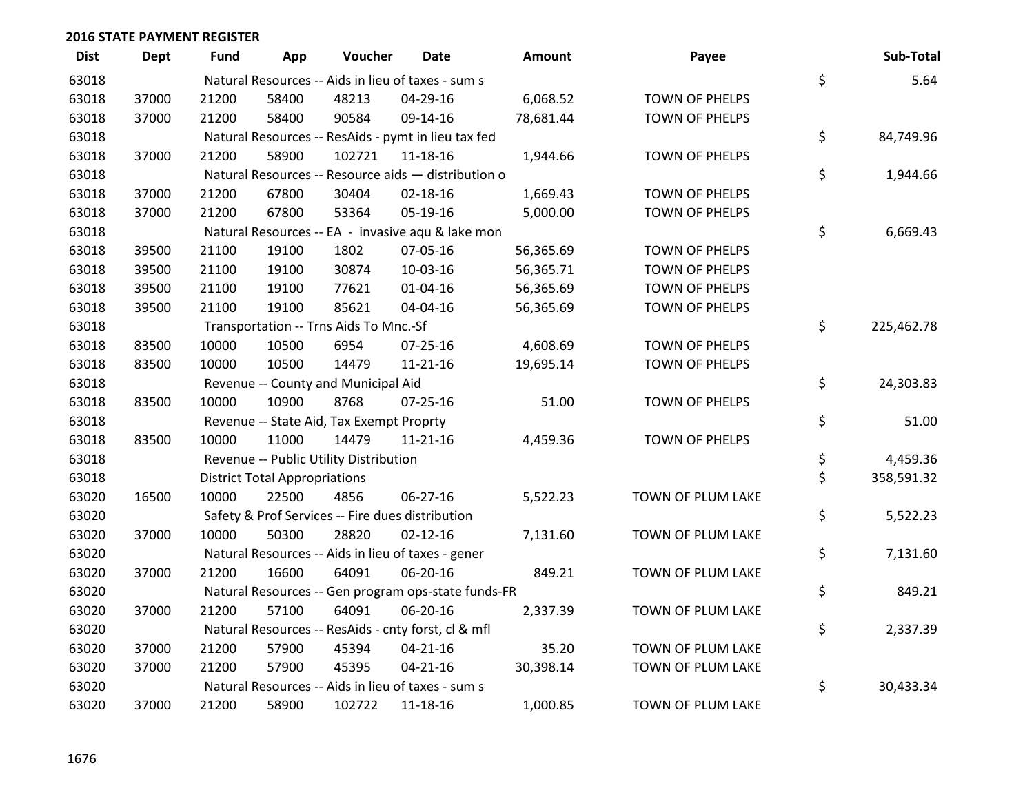**2016 STATE PAYMENT REGISTER**

| Dist | Dept | Fund | App | Voucher | Date | Amount | Payee | Sub-Total |
|---|---|---|---|---|---|---|---|---|
| 63018 | | Natural Resources -- Aids in lieu of taxes - sum s | | | | | | $ 5.64 |
| 63018 | 37000 | 21200 | 58400 | 48213 | 04-29-16 | 6,068.52 | TOWN OF PHELPS | |
| 63018 | 37000 | 21200 | 58400 | 90584 | 09-14-16 | 78,681.44 | TOWN OF PHELPS | |
| 63018 | | Natural Resources -- ResAids - pymt in lieu tax fed | | | | | | $ 84,749.96 |
| 63018 | 37000 | 21200 | 58900 | 102721 | 11-18-16 | 1,944.66 | TOWN OF PHELPS | |
| 63018 | | Natural Resources -- Resource aids — distribution o | | | | | | $ 1,944.66 |
| 63018 | 37000 | 21200 | 67800 | 30404 | 02-18-16 | 1,669.43 | TOWN OF PHELPS | |
| 63018 | 37000 | 21200 | 67800 | 53364 | 05-19-16 | 5,000.00 | TOWN OF PHELPS | |
| 63018 | | Natural Resources -- EA - invasive aqu & lake mon | | | | | | $ 6,669.43 |
| 63018 | 39500 | 21100 | 19100 | 1802 | 07-05-16 | 56,365.69 | TOWN OF PHELPS | |
| 63018 | 39500 | 21100 | 19100 | 30874 | 10-03-16 | 56,365.71 | TOWN OF PHELPS | |
| 63018 | 39500 | 21100 | 19100 | 77621 | 01-04-16 | 56,365.69 | TOWN OF PHELPS | |
| 63018 | 39500 | 21100 | 19100 | 85621 | 04-04-16 | 56,365.69 | TOWN OF PHELPS | |
| 63018 | | Transportation -- Trns Aids To Mnc.-Sf | | | | | | $ 225,462.78 |
| 63018 | 83500 | 10000 | 10500 | 6954 | 07-25-16 | 4,608.69 | TOWN OF PHELPS | |
| 63018 | 83500 | 10000 | 10500 | 14479 | 11-21-16 | 19,695.14 | TOWN OF PHELPS | |
| 63018 | | Revenue -- County and Municipal Aid | | | | | | $ 24,303.83 |
| 63018 | 83500 | 10000 | 10900 | 8768 | 07-25-16 | 51.00 | TOWN OF PHELPS | |
| 63018 | | Revenue -- State Aid, Tax Exempt Proprty | | | | | | $ 51.00 |
| 63018 | 83500 | 10000 | 11000 | 14479 | 11-21-16 | 4,459.36 | TOWN OF PHELPS | |
| 63018 | | Revenue -- Public Utility Distribution | | | | | | $ 4,459.36 |
| 63018 | | District Total Appropriations | | | | | | $ 358,591.32 |
| 63020 | 16500 | 10000 | 22500 | 4856 | 06-27-16 | 5,522.23 | TOWN OF PLUM LAKE | |
| 63020 | | Safety & Prof Services -- Fire dues distribution | | | | | | $ 5,522.23 |
| 63020 | 37000 | 10000 | 50300 | 28820 | 02-12-16 | 7,131.60 | TOWN OF PLUM LAKE | |
| 63020 | | Natural Resources -- Aids in lieu of taxes - gener | | | | | | $ 7,131.60 |
| 63020 | 37000 | 21200 | 16600 | 64091 | 06-20-16 | 849.21 | TOWN OF PLUM LAKE | |
| 63020 | | Natural Resources -- Gen program ops-state funds-FR | | | | | | $ 849.21 |
| 63020 | 37000 | 21200 | 57100 | 64091 | 06-20-16 | 2,337.39 | TOWN OF PLUM LAKE | |
| 63020 | | Natural Resources -- ResAids - cnty forst, cl & mfl | | | | | | $ 2,337.39 |
| 63020 | 37000 | 21200 | 57900 | 45394 | 04-21-16 | 35.20 | TOWN OF PLUM LAKE | |
| 63020 | 37000 | 21200 | 57900 | 45395 | 04-21-16 | 30,398.14 | TOWN OF PLUM LAKE | |
| 63020 | | Natural Resources -- Aids in lieu of taxes - sum s | | | | | | $ 30,433.34 |
| 63020 | 37000 | 21200 | 58900 | 102722 | 11-18-16 | 1,000.85 | TOWN OF PLUM LAKE | |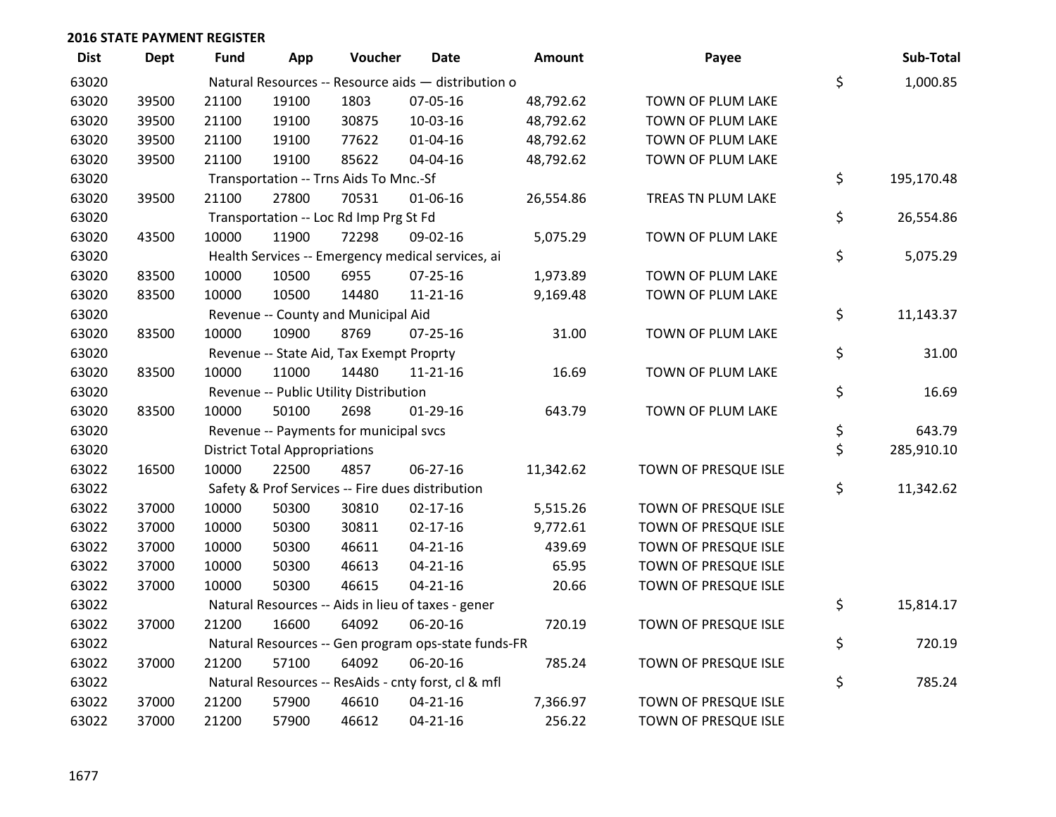## 2016 STATE PAYMENT REGISTER

| Dist | Dept | Fund | App | Voucher | Date | Amount | Payee | Sub-Total |
|---|---|---|---|---|---|---|---|---|
| 63020 | | Natural Resources -- Resource aids — distribution o | | | | | | $ 1,000.85 |
| 63020 | 39500 | 21100 | 19100 | 1803 | 07-05-16 | 48,792.62 | TOWN OF PLUM LAKE | |
| 63020 | 39500 | 21100 | 19100 | 30875 | 10-03-16 | 48,792.62 | TOWN OF PLUM LAKE | |
| 63020 | 39500 | 21100 | 19100 | 77622 | 01-04-16 | 48,792.62 | TOWN OF PLUM LAKE | |
| 63020 | 39500 | 21100 | 19100 | 85622 | 04-04-16 | 48,792.62 | TOWN OF PLUM LAKE | |
| 63020 | | Transportation -- Trns Aids To Mnc.-Sf | | | | | | $ 195,170.48 |
| 63020 | 39500 | 21100 | 27800 | 70531 | 01-06-16 | 26,554.86 | TREAS TN PLUM LAKE | |
| 63020 | | Transportation -- Loc Rd Imp Prg St Fd | | | | | | $ 26,554.86 |
| 63020 | 43500 | 10000 | 11900 | 72298 | 09-02-16 | 5,075.29 | TOWN OF PLUM LAKE | |
| 63020 | | Health Services -- Emergency medical services, ai | | | | | | $ 5,075.29 |
| 63020 | 83500 | 10000 | 10500 | 6955 | 07-25-16 | 1,973.89 | TOWN OF PLUM LAKE | |
| 63020 | 83500 | 10000 | 10500 | 14480 | 11-21-16 | 9,169.48 | TOWN OF PLUM LAKE | |
| 63020 | | Revenue -- County and Municipal Aid | | | | | | $ 11,143.37 |
| 63020 | 83500 | 10000 | 10900 | 8769 | 07-25-16 | 31.00 | TOWN OF PLUM LAKE | |
| 63020 | | Revenue -- State Aid, Tax Exempt Proprty | | | | | | $ 31.00 |
| 63020 | 83500 | 10000 | 11000 | 14480 | 11-21-16 | 16.69 | TOWN OF PLUM LAKE | |
| 63020 | | Revenue -- Public Utility Distribution | | | | | | $ 16.69 |
| 63020 | 83500 | 10000 | 50100 | 2698 | 01-29-16 | 643.79 | TOWN OF PLUM LAKE | |
| 63020 | | Revenue -- Payments for municipal svcs | | | | | | $ 643.79 |
| 63020 | | District Total Appropriations | | | | | | $ 285,910.10 |
| 63022 | 16500 | 10000 | 22500 | 4857 | 06-27-16 | 11,342.62 | TOWN OF PRESQUE ISLE | |
| 63022 | | Safety & Prof Services -- Fire dues distribution | | | | | | $ 11,342.62 |
| 63022 | 37000 | 10000 | 50300 | 30810 | 02-17-16 | 5,515.26 | TOWN OF PRESQUE ISLE | |
| 63022 | 37000 | 10000 | 50300 | 30811 | 02-17-16 | 9,772.61 | TOWN OF PRESQUE ISLE | |
| 63022 | 37000 | 10000 | 50300 | 46611 | 04-21-16 | 439.69 | TOWN OF PRESQUE ISLE | |
| 63022 | 37000 | 10000 | 50300 | 46613 | 04-21-16 | 65.95 | TOWN OF PRESQUE ISLE | |
| 63022 | 37000 | 10000 | 50300 | 46615 | 04-21-16 | 20.66 | TOWN OF PRESQUE ISLE | |
| 63022 | | Natural Resources -- Aids in lieu of taxes - gener | | | | | | $ 15,814.17 |
| 63022 | 37000 | 21200 | 16600 | 64092 | 06-20-16 | 720.19 | TOWN OF PRESQUE ISLE | |
| 63022 | | Natural Resources -- Gen program ops-state funds-FR | | | | | | $ 720.19 |
| 63022 | 37000 | 21200 | 57100 | 64092 | 06-20-16 | 785.24 | TOWN OF PRESQUE ISLE | |
| 63022 | | Natural Resources -- ResAids - cnty forst, cl & mfl | | | | | | $ 785.24 |
| 63022 | 37000 | 21200 | 57900 | 46610 | 04-21-16 | 7,366.97 | TOWN OF PRESQUE ISLE | |
| 63022 | 37000 | 21200 | 57900 | 46612 | 04-21-16 | 256.22 | TOWN OF PRESQUE ISLE | |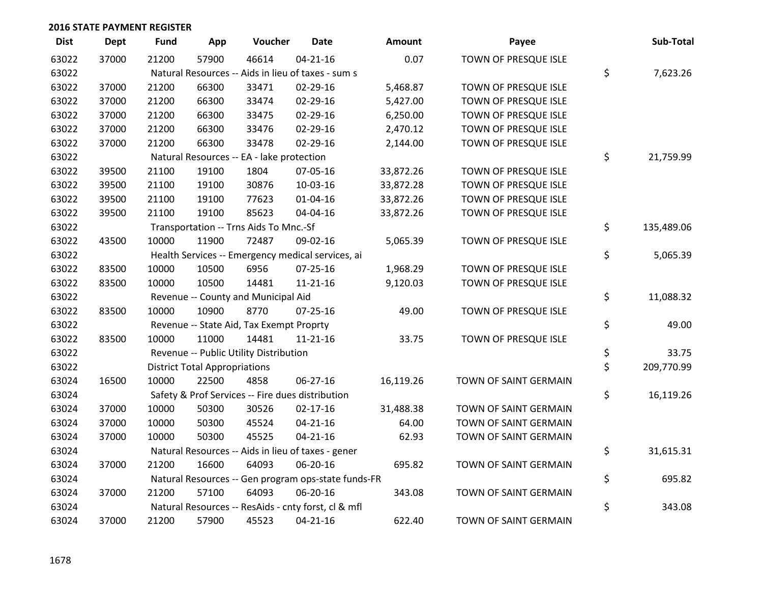## 2016 STATE PAYMENT REGISTER

| Dist | Dept | Fund | App | Voucher | Date | Amount | Payee | Sub-Total |
|---|---|---|---|---|---|---|---|---|
| 63022 | 37000 | 21200 | 57900 | 46614 | 04-21-16 | 0.07 | TOWN OF PRESQUE ISLE | |
| 63022 | | Natural Resources -- Aids in lieu of taxes - sum s | | | | | | $ 7,623.26 |
| 63022 | 37000 | 21200 | 66300 | 33471 | 02-29-16 | 5,468.87 | TOWN OF PRESQUE ISLE | |
| 63022 | 37000 | 21200 | 66300 | 33474 | 02-29-16 | 5,427.00 | TOWN OF PRESQUE ISLE | |
| 63022 | 37000 | 21200 | 66300 | 33475 | 02-29-16 | 6,250.00 | TOWN OF PRESQUE ISLE | |
| 63022 | 37000 | 21200 | 66300 | 33476 | 02-29-16 | 2,470.12 | TOWN OF PRESQUE ISLE | |
| 63022 | 37000 | 21200 | 66300 | 33478 | 02-29-16 | 2,144.00 | TOWN OF PRESQUE ISLE | |
| 63022 | | Natural Resources -- EA - lake protection | | | | | | $ 21,759.99 |
| 63022 | 39500 | 21100 | 19100 | 1804 | 07-05-16 | 33,872.26 | TOWN OF PRESQUE ISLE | |
| 63022 | 39500 | 21100 | 19100 | 30876 | 10-03-16 | 33,872.28 | TOWN OF PRESQUE ISLE | |
| 63022 | 39500 | 21100 | 19100 | 77623 | 01-04-16 | 33,872.26 | TOWN OF PRESQUE ISLE | |
| 63022 | 39500 | 21100 | 19100 | 85623 | 04-04-16 | 33,872.26 | TOWN OF PRESQUE ISLE | |
| 63022 | | Transportation -- Trns Aids To Mnc.-Sf | | | | | | $ 135,489.06 |
| 63022 | 43500 | 10000 | 11900 | 72487 | 09-02-16 | 5,065.39 | TOWN OF PRESQUE ISLE | |
| 63022 | | Health Services -- Emergency medical services, ai | | | | | | $ 5,065.39 |
| 63022 | 83500 | 10000 | 10500 | 6956 | 07-25-16 | 1,968.29 | TOWN OF PRESQUE ISLE | |
| 63022 | 83500 | 10000 | 10500 | 14481 | 11-21-16 | 9,120.03 | TOWN OF PRESQUE ISLE | |
| 63022 | | Revenue -- County and Municipal Aid | | | | | | $ 11,088.32 |
| 63022 | 83500 | 10000 | 10900 | 8770 | 07-25-16 | 49.00 | TOWN OF PRESQUE ISLE | |
| 63022 | | Revenue -- State Aid, Tax Exempt Proprty | | | | | | $ 49.00 |
| 63022 | 83500 | 10000 | 11000 | 14481 | 11-21-16 | 33.75 | TOWN OF PRESQUE ISLE | |
| 63022 | | Revenue -- Public Utility Distribution | | | | | | $ 33.75 |
| 63022 | | District Total Appropriations | | | | | | $ 209,770.99 |
| 63024 | 16500 | 10000 | 22500 | 4858 | 06-27-16 | 16,119.26 | TOWN OF SAINT GERMAIN | |
| 63024 | | Safety & Prof Services -- Fire dues distribution | | | | | | $ 16,119.26 |
| 63024 | 37000 | 10000 | 50300 | 30526 | 02-17-16 | 31,488.38 | TOWN OF SAINT GERMAIN | |
| 63024 | 37000 | 10000 | 50300 | 45524 | 04-21-16 | 64.00 | TOWN OF SAINT GERMAIN | |
| 63024 | 37000 | 10000 | 50300 | 45525 | 04-21-16 | 62.93 | TOWN OF SAINT GERMAIN | |
| 63024 | | Natural Resources -- Aids in lieu of taxes - gener | | | | | | $ 31,615.31 |
| 63024 | 37000 | 21200 | 16600 | 64093 | 06-20-16 | 695.82 | TOWN OF SAINT GERMAIN | |
| 63024 | | Natural Resources -- Gen program ops-state funds-FR | | | | | | $ 695.82 |
| 63024 | 37000 | 21200 | 57100 | 64093 | 06-20-16 | 343.08 | TOWN OF SAINT GERMAIN | |
| 63024 | | Natural Resources -- ResAids - cnty forst, cl & mfl | | | | | | $ 343.08 |
| 63024 | 37000 | 21200 | 57900 | 45523 | 04-21-16 | 622.40 | TOWN OF SAINT GERMAIN | |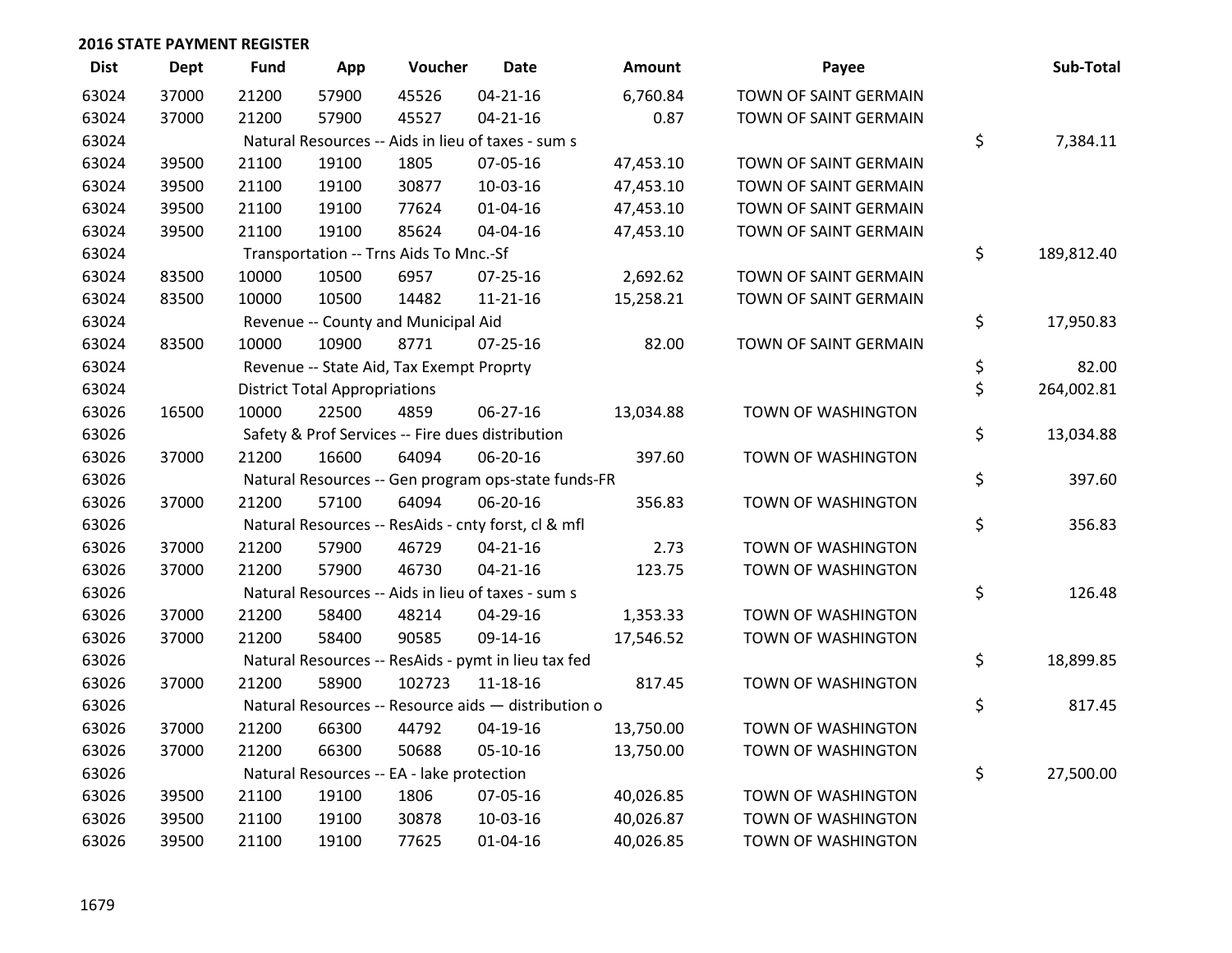## 2016 STATE PAYMENT REGISTER

| Dist | Dept | Fund | App | Voucher | Date | Amount | Payee | Sub-Total |
|---|---|---|---|---|---|---|---|---|
| 63024 | 37000 | 21200 | 57900 | 45526 | 04-21-16 | 6,760.84 | TOWN OF SAINT GERMAIN | |
| 63024 | 37000 | 21200 | 57900 | 45527 | 04-21-16 | 0.87 | TOWN OF SAINT GERMAIN | |
| 63024 | | Natural Resources -- Aids in lieu of taxes - sum s | | | | | | $ 7,384.11 |
| 63024 | 39500 | 21100 | 19100 | 1805 | 07-05-16 | 47,453.10 | TOWN OF SAINT GERMAIN | |
| 63024 | 39500 | 21100 | 19100 | 30877 | 10-03-16 | 47,453.10 | TOWN OF SAINT GERMAIN | |
| 63024 | 39500 | 21100 | 19100 | 77624 | 01-04-16 | 47,453.10 | TOWN OF SAINT GERMAIN | |
| 63024 | 39500 | 21100 | 19100 | 85624 | 04-04-16 | 47,453.10 | TOWN OF SAINT GERMAIN | |
| 63024 | | Transportation -- Trns Aids To Mnc.-Sf | | | | | | $ 189,812.40 |
| 63024 | 83500 | 10000 | 10500 | 6957 | 07-25-16 | 2,692.62 | TOWN OF SAINT GERMAIN | |
| 63024 | 83500 | 10000 | 10500 | 14482 | 11-21-16 | 15,258.21 | TOWN OF SAINT GERMAIN | |
| 63024 | | Revenue -- County and Municipal Aid | | | | | | $ 17,950.83 |
| 63024 | 83500 | 10000 | 10900 | 8771 | 07-25-16 | 82.00 | TOWN OF SAINT GERMAIN | |
| 63024 | | Revenue -- State Aid, Tax Exempt Proprty | | | | | | $ 82.00 |
| 63024 | | District Total Appropriations | | | | | | $ 264,002.81 |
| 63026 | 16500 | 10000 | 22500 | 4859 | 06-27-16 | 13,034.88 | TOWN OF WASHINGTON | |
| 63026 | | Safety & Prof Services -- Fire dues distribution | | | | | | $ 13,034.88 |
| 63026 | 37000 | 21200 | 16600 | 64094 | 06-20-16 | 397.60 | TOWN OF WASHINGTON | |
| 63026 | | Natural Resources -- Gen program ops-state funds-FR | | | | | | $ 397.60 |
| 63026 | 37000 | 21200 | 57100 | 64094 | 06-20-16 | 356.83 | TOWN OF WASHINGTON | |
| 63026 | | Natural Resources -- ResAids - cnty forst, cl & mfl | | | | | | $ 356.83 |
| 63026 | 37000 | 21200 | 57900 | 46729 | 04-21-16 | 2.73 | TOWN OF WASHINGTON | |
| 63026 | 37000 | 21200 | 57900 | 46730 | 04-21-16 | 123.75 | TOWN OF WASHINGTON | |
| 63026 | | Natural Resources -- Aids in lieu of taxes - sum s | | | | | | $ 126.48 |
| 63026 | 37000 | 21200 | 58400 | 48214 | 04-29-16 | 1,353.33 | TOWN OF WASHINGTON | |
| 63026 | 37000 | 21200 | 58400 | 90585 | 09-14-16 | 17,546.52 | TOWN OF WASHINGTON | |
| 63026 | | Natural Resources -- ResAids - pymt in lieu tax fed | | | | | | $ 18,899.85 |
| 63026 | 37000 | 21200 | 58900 | 102723 | 11-18-16 | 817.45 | TOWN OF WASHINGTON | |
| 63026 | | Natural Resources -- Resource aids — distribution o | | | | | | $ 817.45 |
| 63026 | 37000 | 21200 | 66300 | 44792 | 04-19-16 | 13,750.00 | TOWN OF WASHINGTON | |
| 63026 | 37000 | 21200 | 66300 | 50688 | 05-10-16 | 13,750.00 | TOWN OF WASHINGTON | |
| 63026 | | Natural Resources -- EA - lake protection | | | | | | $ 27,500.00 |
| 63026 | 39500 | 21100 | 19100 | 1806 | 07-05-16 | 40,026.85 | TOWN OF WASHINGTON | |
| 63026 | 39500 | 21100 | 19100 | 30878 | 10-03-16 | 40,026.87 | TOWN OF WASHINGTON | |
| 63026 | 39500 | 21100 | 19100 | 77625 | 01-04-16 | 40,026.85 | TOWN OF WASHINGTON | |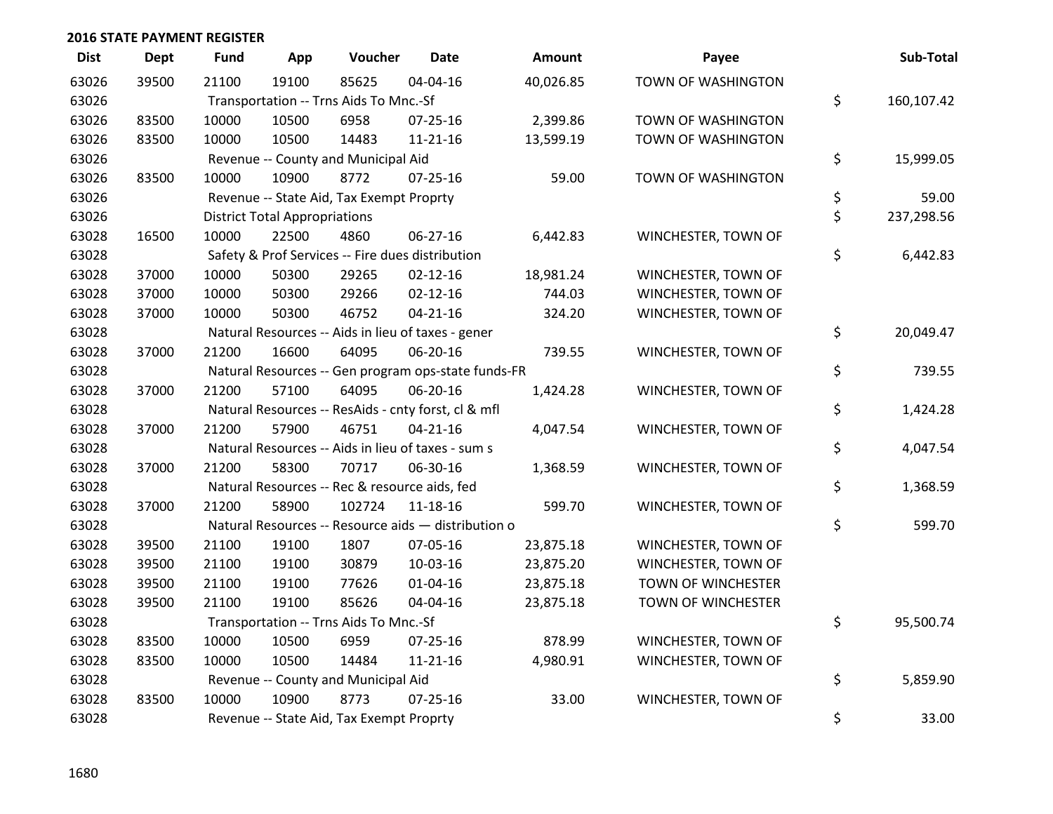## 2016 STATE PAYMENT REGISTER

| Dist | Dept | Fund | App | Voucher | Date | Amount | Payee | Sub-Total |
|---|---|---|---|---|---|---|---|---|
| 63026 | 39500 | 21100 | 19100 | 85625 | 04-04-16 | 40,026.85 | TOWN OF WASHINGTON | |
| 63026 | | Transportation -- Trns Aids To Mnc.-Sf | | | | | | $ 160,107.42 |
| 63026 | 83500 | 10000 | 10500 | 6958 | 07-25-16 | 2,399.86 | TOWN OF WASHINGTON | |
| 63026 | 83500 | 10000 | 10500 | 14483 | 11-21-16 | 13,599.19 | TOWN OF WASHINGTON | |
| 63026 | | Revenue -- County and Municipal Aid | | | | | | $ 15,999.05 |
| 63026 | 83500 | 10000 | 10900 | 8772 | 07-25-16 | 59.00 | TOWN OF WASHINGTON | |
| 63026 | | Revenue -- State Aid, Tax Exempt Proprty | | | | | | $ 59.00 |
| 63026 | | District Total Appropriations | | | | | | $ 237,298.56 |
| 63028 | 16500 | 10000 | 22500 | 4860 | 06-27-16 | 6,442.83 | WINCHESTER, TOWN OF | |
| 63028 | | Safety & Prof Services -- Fire dues distribution | | | | | | $ 6,442.83 |
| 63028 | 37000 | 10000 | 50300 | 29265 | 02-12-16 | 18,981.24 | WINCHESTER, TOWN OF | |
| 63028 | 37000 | 10000 | 50300 | 29266 | 02-12-16 | 744.03 | WINCHESTER, TOWN OF | |
| 63028 | 37000 | 10000 | 50300 | 46752 | 04-21-16 | 324.20 | WINCHESTER, TOWN OF | |
| 63028 | | Natural Resources -- Aids in lieu of taxes - gener | | | | | | $ 20,049.47 |
| 63028 | 37000 | 21200 | 16600 | 64095 | 06-20-16 | 739.55 | WINCHESTER, TOWN OF | |
| 63028 | | Natural Resources -- Gen program ops-state funds-FR | | | | | | $ 739.55 |
| 63028 | 37000 | 21200 | 57100 | 64095 | 06-20-16 | 1,424.28 | WINCHESTER, TOWN OF | |
| 63028 | | Natural Resources -- ResAids - cnty forst, cl & mfl | | | | | | $ 1,424.28 |
| 63028 | 37000 | 21200 | 57900 | 46751 | 04-21-16 | 4,047.54 | WINCHESTER, TOWN OF | |
| 63028 | | Natural Resources -- Aids in lieu of taxes - sum s | | | | | | $ 4,047.54 |
| 63028 | 37000 | 21200 | 58300 | 70717 | 06-30-16 | 1,368.59 | WINCHESTER, TOWN OF | |
| 63028 | | Natural Resources -- Rec & resource aids, fed | | | | | | $ 1,368.59 |
| 63028 | 37000 | 21200 | 58900 | 102724 | 11-18-16 | 599.70 | WINCHESTER, TOWN OF | |
| 63028 | | Natural Resources -- Resource aids — distribution o | | | | | | $ 599.70 |
| 63028 | 39500 | 21100 | 19100 | 1807 | 07-05-16 | 23,875.18 | WINCHESTER, TOWN OF | |
| 63028 | 39500 | 21100 | 19100 | 30879 | 10-03-16 | 23,875.20 | WINCHESTER, TOWN OF | |
| 63028 | 39500 | 21100 | 19100 | 77626 | 01-04-16 | 23,875.18 | TOWN OF WINCHESTER | |
| 63028 | 39500 | 21100 | 19100 | 85626 | 04-04-16 | 23,875.18 | TOWN OF WINCHESTER | |
| 63028 | | Transportation -- Trns Aids To Mnc.-Sf | | | | | | $ 95,500.74 |
| 63028 | 83500 | 10000 | 10500 | 6959 | 07-25-16 | 878.99 | WINCHESTER, TOWN OF | |
| 63028 | 83500 | 10000 | 10500 | 14484 | 11-21-16 | 4,980.91 | WINCHESTER, TOWN OF | |
| 63028 | | Revenue -- County and Municipal Aid | | | | | | $ 5,859.90 |
| 63028 | 83500 | 10000 | 10900 | 8773 | 07-25-16 | 33.00 | WINCHESTER, TOWN OF | |
| 63028 | | Revenue -- State Aid, Tax Exempt Proprty | | | | | | $ 33.00 |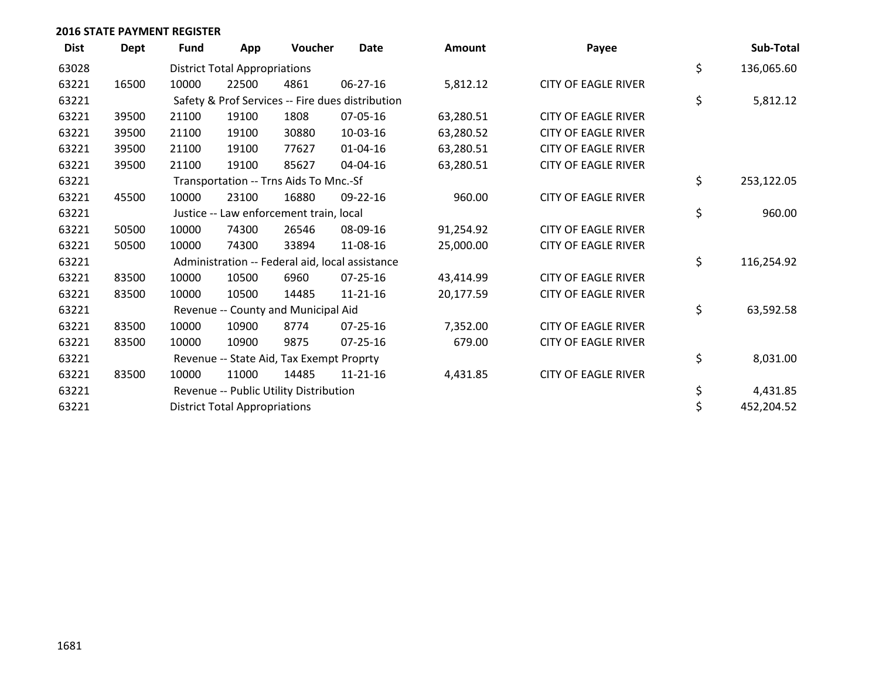## 2016 STATE PAYMENT REGISTER

| Dist | Dept | Fund | App | Voucher | Date | Amount | Payee | | Sub-Total |
|---|---|---|---|---|---|---|---|---|---|
| 63028 | | District Total Appropriations | | | | | | $ | 136,065.60 |
| 63221 | 16500 | 10000 | 22500 | 4861 | 06-27-16 | 5,812.12 | CITY OF EAGLE RIVER | | |
| 63221 | | Safety & Prof Services -- Fire dues distribution | | | | | | $ | 5,812.12 |
| 63221 | 39500 | 21100 | 19100 | 1808 | 07-05-16 | 63,280.51 | CITY OF EAGLE RIVER | | |
| 63221 | 39500 | 21100 | 19100 | 30880 | 10-03-16 | 63,280.52 | CITY OF EAGLE RIVER | | |
| 63221 | 39500 | 21100 | 19100 | 77627 | 01-04-16 | 63,280.51 | CITY OF EAGLE RIVER | | |
| 63221 | 39500 | 21100 | 19100 | 85627 | 04-04-16 | 63,280.51 | CITY OF EAGLE RIVER | | |
| 63221 | | Transportation -- Trns Aids To Mnc.-Sf | | | | | | $ | 253,122.05 |
| 63221 | 45500 | 10000 | 23100 | 16880 | 09-22-16 | 960.00 | CITY OF EAGLE RIVER | | |
| 63221 | | Justice -- Law enforcement train, local | | | | | | $ | 960.00 |
| 63221 | 50500 | 10000 | 74300 | 26546 | 08-09-16 | 91,254.92 | CITY OF EAGLE RIVER | | |
| 63221 | 50500 | 10000 | 74300 | 33894 | 11-08-16 | 25,000.00 | CITY OF EAGLE RIVER | | |
| 63221 | | Administration -- Federal aid, local assistance | | | | | | $ | 116,254.92 |
| 63221 | 83500 | 10000 | 10500 | 6960 | 07-25-16 | 43,414.99 | CITY OF EAGLE RIVER | | |
| 63221 | 83500 | 10000 | 10500 | 14485 | 11-21-16 | 20,177.59 | CITY OF EAGLE RIVER | | |
| 63221 | | Revenue -- County and Municipal Aid | | | | | | $ | 63,592.58 |
| 63221 | 83500 | 10000 | 10900 | 8774 | 07-25-16 | 7,352.00 | CITY OF EAGLE RIVER | | |
| 63221 | 83500 | 10000 | 10900 | 9875 | 07-25-16 | 679.00 | CITY OF EAGLE RIVER | | |
| 63221 | | Revenue -- State Aid, Tax Exempt Proprty | | | | | | $ | 8,031.00 |
| 63221 | 83500 | 10000 | 11000 | 14485 | 11-21-16 | 4,431.85 | CITY OF EAGLE RIVER | | |
| 63221 | | Revenue -- Public Utility Distribution | | | | | | $ | 4,431.85 |
| 63221 | | District Total Appropriations | | | | | | $ | 452,204.52 |